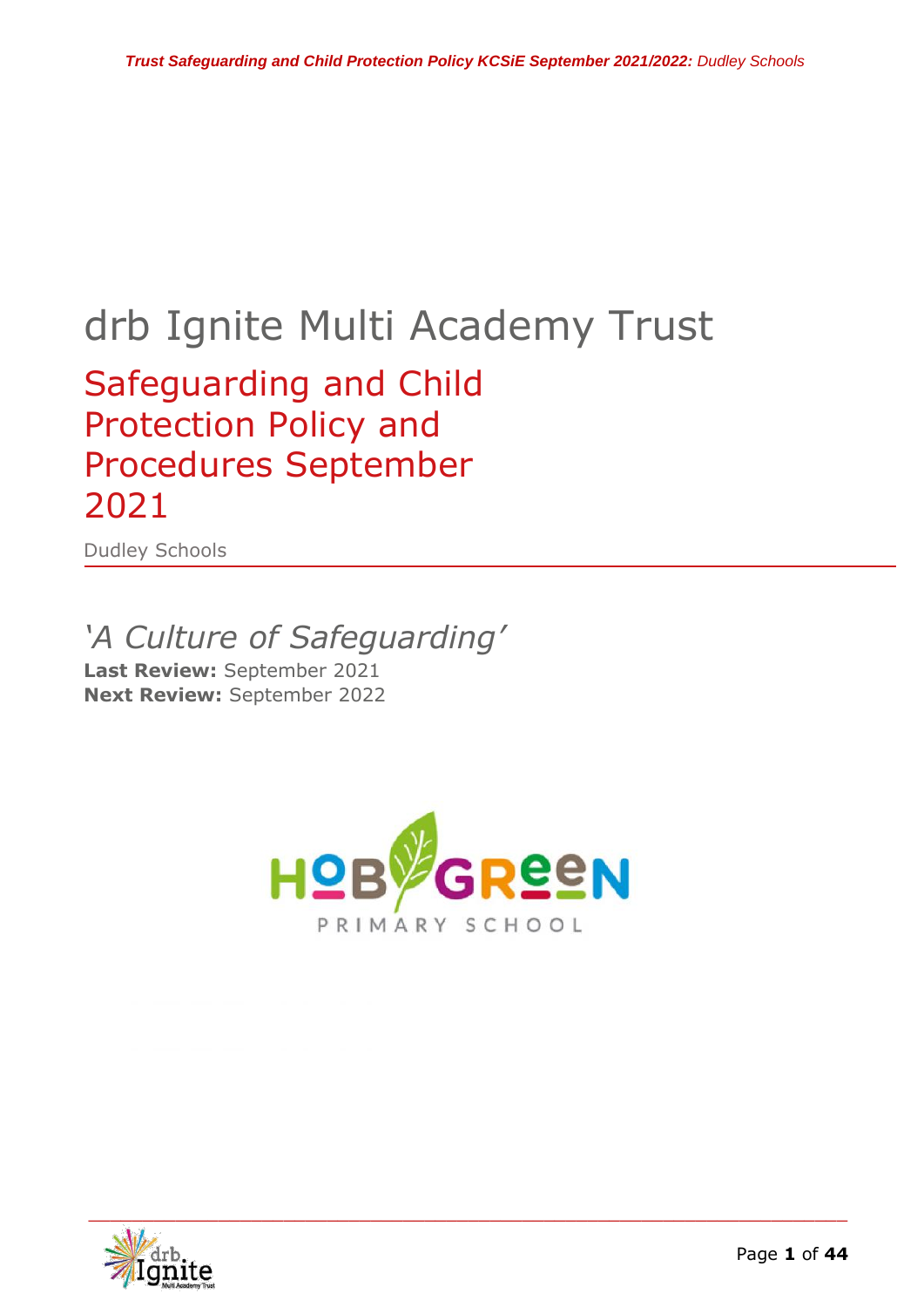# drb Ignite Multi Academy Trust

## Safeguarding and Child Protection Policy and Procedures September 2021

Dudley Schools

---

*'A Culture of Safeguarding'*

**Last Review:** September 2021
**Next Review:** September 2022

HOB GREEN PRIMARY SCHOOL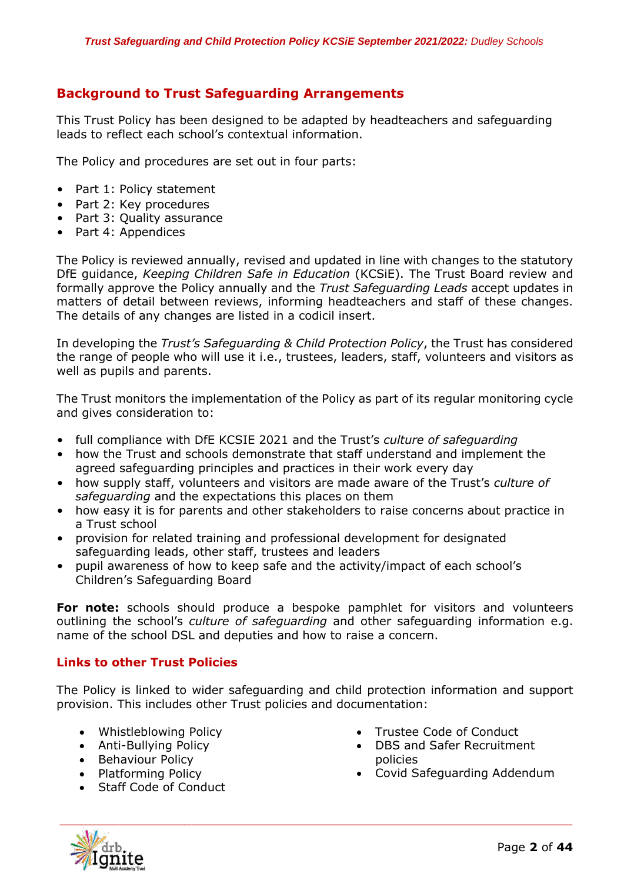## Background to Trust Safeguarding Arrangements

This Trust Policy has been designed to be adapted by headteachers and safeguarding leads to reflect each school's contextual information.

The Policy and procedures are set out in four parts:

- Part 1: Policy statement
- Part 2: Key procedures
- Part 3: Quality assurance
- Part 4: Appendices

The Policy is reviewed annually, revised and updated in line with changes to the statutory DfE guidance, *Keeping Children Safe in Education* (KCSiE). The Trust Board review and formally approve the Policy annually and the *Trust Safeguarding Leads* accept updates in matters of detail between reviews, informing headteachers and staff of these changes. The details of any changes are listed in a codicil insert.

In developing the *Trust's Safeguarding & Child Protection Policy*, the Trust has considered the range of people who will use it i.e., trustees, leaders, staff, volunteers and visitors as well as pupils and parents.

The Trust monitors the implementation of the Policy as part of its regular monitoring cycle and gives consideration to:

- full compliance with DfE KCSIE 2021 and the Trust's *culture of safeguarding*
- how the Trust and schools demonstrate that staff understand and implement the agreed safeguarding principles and practices in their work every day
- how supply staff, volunteers and visitors are made aware of the Trust's *culture of safeguarding* and the expectations this places on them
- how easy it is for parents and other stakeholders to raise concerns about practice in a Trust school
- provision for related training and professional development for designated safeguarding leads, other staff, trustees and leaders
- pupil awareness of how to keep safe and the activity/impact of each school's Children's Safeguarding Board

**For note:** schools should produce a bespoke pamphlet for visitors and volunteers outlining the school's *culture of safeguarding* and other safeguarding information e.g. name of the school DSL and deputies and how to raise a concern.

### Links to other Trust Policies

The Policy is linked to wider safeguarding and child protection information and support provision. This includes other Trust policies and documentation:

- Whistleblowing Policy
- Anti-Bullying Policy
- Behaviour Policy
- Platforming Policy
- Staff Code of Conduct
- Trustee Code of Conduct
- DBS and Safer Recruitment policies
- Covid Safeguarding Addendum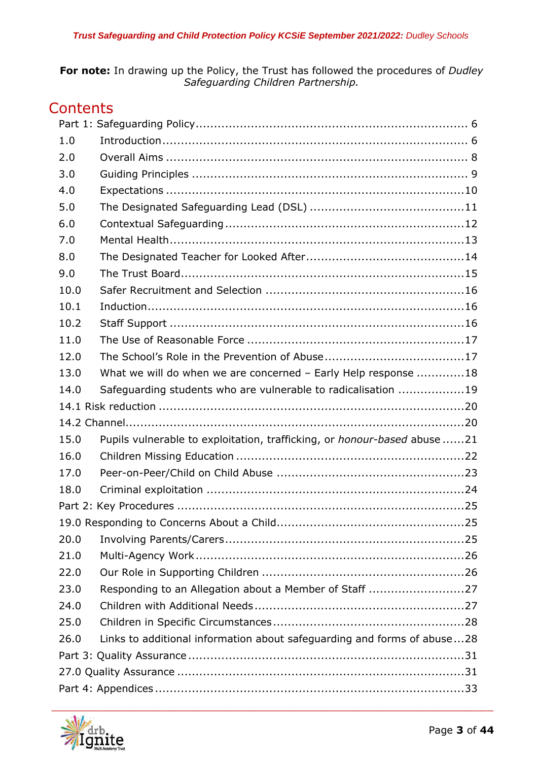**For note:** In drawing up the Policy, the Trust has followed the procedures of *Dudley Safeguarding Children Partnership.*

# Contents

Part 1: Safeguarding Policy ........................................................................ 6
1.0 Introduction ................................................................................... 6
2.0 Overall Aims ................................................................................. 8
3.0 Guiding Principles ......................................................................... 9
4.0 Expectations ................................................................................ 10
5.0 The Designated Safeguarding Lead (DSL) ......................................... 11
6.0 Contextual Safeguarding ................................................................ 12
7.0 Mental Health ............................................................................... 13
8.0 The Designated Teacher for Looked After .......................................... 14
9.0 The Trust Board ............................................................................ 15
10.0 Safer Recruitment and Selection ..................................................... 16
10.1 Induction .................................................................................... 16
10.2 Staff Support .............................................................................. 16
11.0 The Use of Reasonable Force .......................................................... 17
12.0 The School's Role in the Prevention of Abuse ..................................... 17
13.0 What we will do when we are concerned – Early Help response ............. 18
14.0 Safeguarding students who are vulnerable to radicalisation ................. 19
14.1 Risk reduction ................................................................................ 20
14.2 Channel ......................................................................................... 20
15.0 Pupils vulnerable to exploitation, trafficking, or *honour-based* abuse ...... 21
16.0 Children Missing Education ............................................................. 22
17.0 Peer-on-Peer/Child on Child Abuse .................................................. 23
18.0 Criminal exploitation ..................................................................... 24
Part 2: Key Procedures ............................................................................ 25
19.0 Responding to Concerns About a Child .................................................. 25
20.0 Involving Parents/Carers ................................................................ 25
21.0 Multi-Agency Work ........................................................................ 26
22.0 Our Role in Supporting Children ...................................................... 26
23.0 Responding to an Allegation about a Member of Staff .......................... 27
24.0 Children with Additional Needs ........................................................ 27
25.0 Children in Specific Circumstances ................................................... 28
26.0 Links to additional information about safeguarding and forms of abuse ... 28
Part 3: Quality Assurance .......................................................................... 31
27.0 Quality Assurance ............................................................................ 31
Part 4: Appendices .................................................................................. 33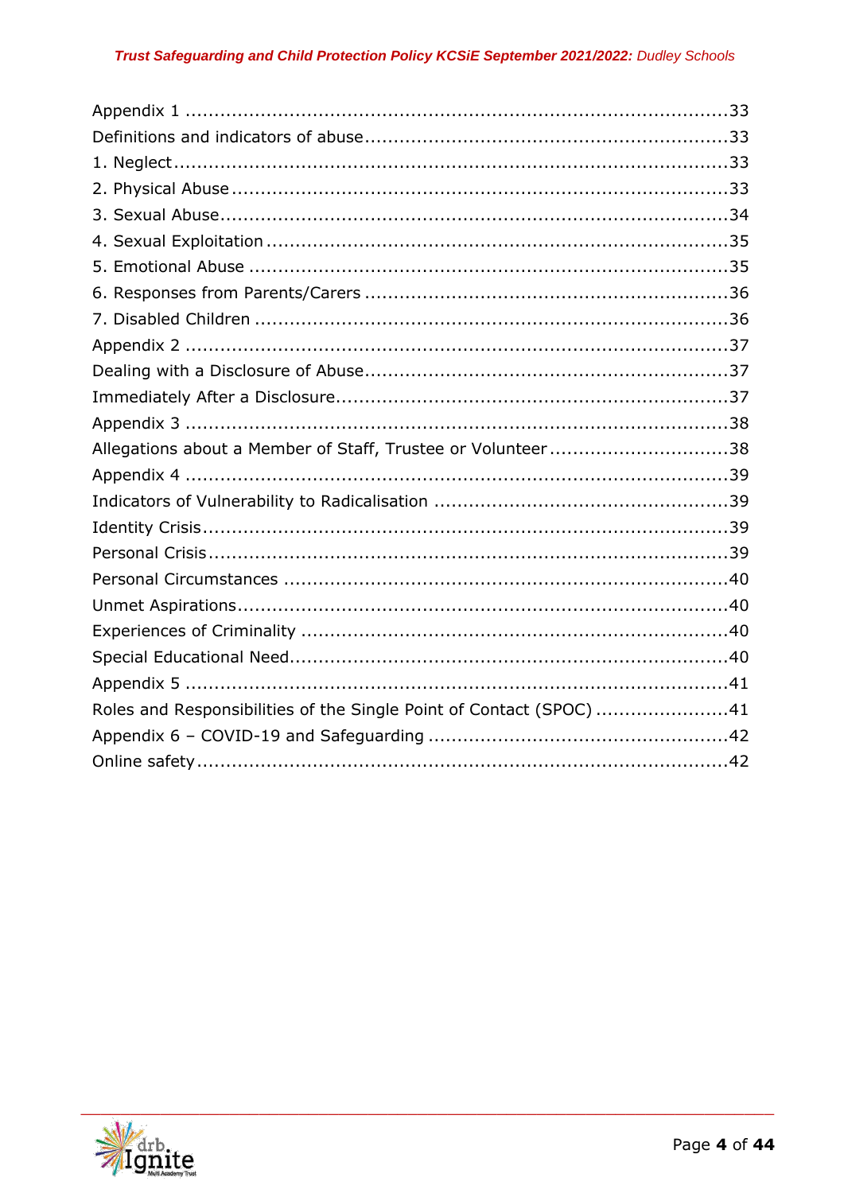Appendix 1 ..........33
Definitions and indicators of abuse ..........33
1. Neglect ..........33
2. Physical Abuse ..........33
3. Sexual Abuse ..........34
4. Sexual Exploitation ..........35
5. Emotional Abuse ..........35
6. Responses from Parents/Carers ..........36
7. Disabled Children ..........36
Appendix 2 ..........37
Dealing with a Disclosure of Abuse ..........37
Immediately After a Disclosure ..........37
Appendix 3 ..........38
Allegations about a Member of Staff, Trustee or Volunteer ..........38
Appendix 4 ..........39
Indicators of Vulnerability to Radicalisation ..........39
Identity Crisis ..........39
Personal Crisis ..........39
Personal Circumstances ..........40
Unmet Aspirations ..........40
Experiences of Criminality ..........40
Special Educational Need ..........40
Appendix 5 ..........41
Roles and Responsibilities of the Single Point of Contact (SPOC) ..........41
Appendix 6 – COVID-19 and Safeguarding ..........42
Online safety ..........42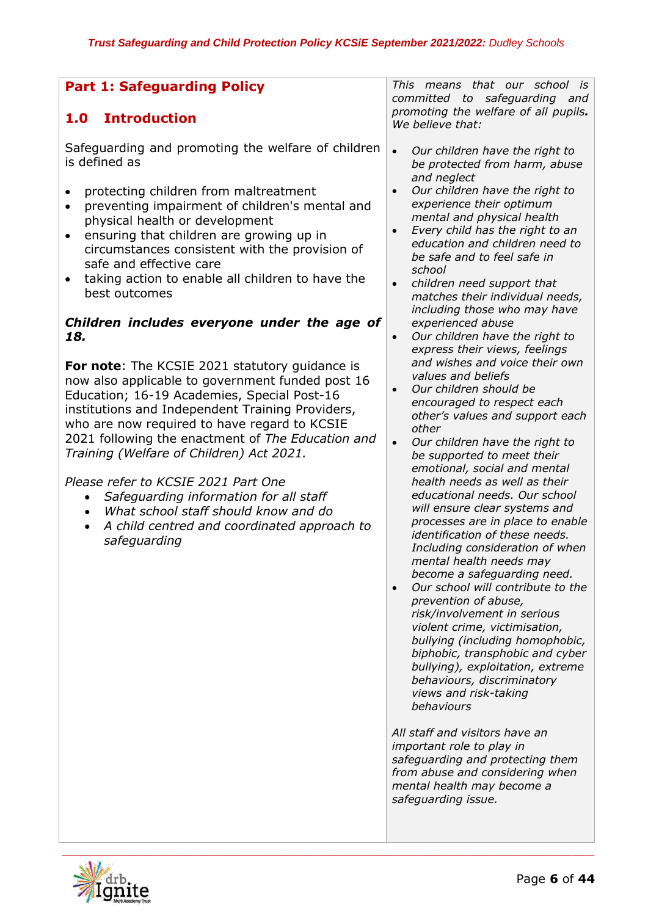# Part 1: Safeguarding Policy

## 1.0 Introduction

Safeguarding and promoting the welfare of children is defined as

- protecting children from maltreatment
- preventing impairment of children's mental and physical health or development
- ensuring that children are growing up in circumstances consistent with the provision of safe and effective care
- taking action to enable all children to have the best outcomes

***Children includes everyone under the age of 18.***

**For note**: The KCSIE 2021 statutory guidance is now also applicable to government funded post 16 Education; 16-19 Academies, Special Post-16 institutions and Independent Training Providers, who are now required to have regard to KCSIE 2021 following the enactment of *The Education and Training (Welfare of Children) Act 2021.*

*Please refer to KCSIE 2021 Part One*

- *Safeguarding information for all staff*
- *What school staff should know and do*
- *A child centred and coordinated approach to safeguarding*

*This means that our school is committed to safeguarding and promoting the welfare of all pupils. We believe that:*

- *Our children have the right to be protected from harm, abuse and neglect*
- *Our children have the right to experience their optimum mental and physical health*
- *Every child has the right to an education and children need to be safe and to feel safe in school*
- *children need support that matches their individual needs, including those who may have experienced abuse*
- *Our children have the right to express their views, feelings and wishes and voice their own values and beliefs*
- *Our children should be encouraged to respect each other's values and support each other*
- *Our children have the right to be supported to meet their emotional, social and mental health needs as well as their educational needs. Our school will ensure clear systems and processes are in place to enable identification of these needs. Including consideration of when mental health needs may become a safeguarding need.*
- *Our school will contribute to the prevention of abuse, risk/involvement in serious violent crime, victimisation, bullying (including homophobic, biphobic, transphobic and cyber bullying), exploitation, extreme behaviours, discriminatory views and risk-taking behaviours*

*All staff and visitors have an important role to play in safeguarding and protecting them from abuse and considering when mental health may become a safeguarding issue.*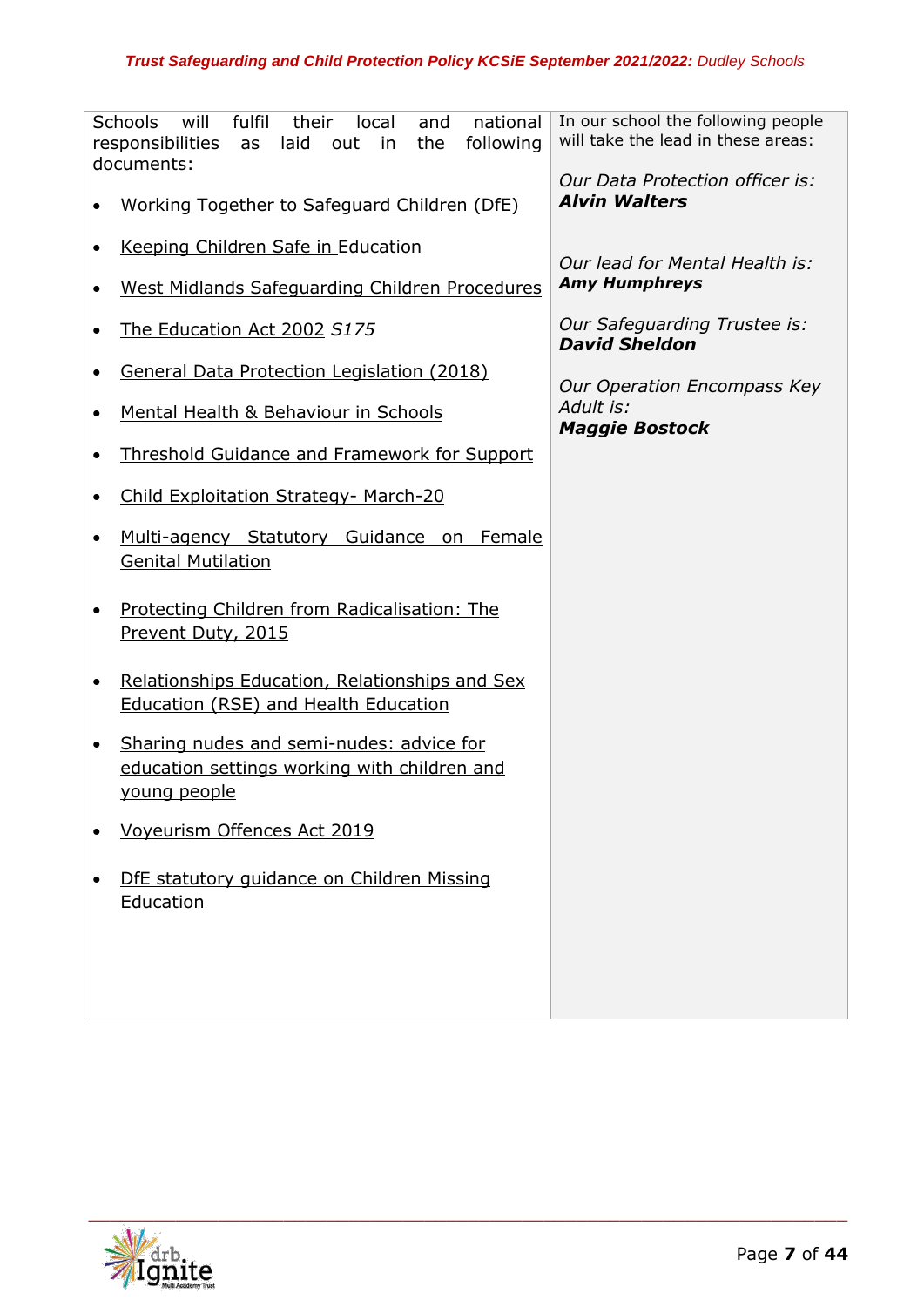| Schools will fulfil their local and national responsibilities as laid out in the following documents: | In our school the following people will take the lead in these areas: |
|---|---|
| • Working Together to Safeguard Children (DfE)<br>• Keeping Children Safe in Education<br>• West Midlands Safeguarding Children Procedures<br>• The Education Act 2002 *S175*<br>• General Data Protection Legislation (2018)<br>• Mental Health & Behaviour in Schools<br>• Threshold Guidance and Framework for Support<br>• Child Exploitation Strategy- March-20<br>• Multi-agency Statutory Guidance on Female Genital Mutilation<br>• Protecting Children from Radicalisation: The Prevent Duty, 2015<br>• Relationships Education, Relationships and Sex Education (RSE) and Health Education<br>• Sharing nudes and semi-nudes: advice for education settings working with children and young people<br>• Voyeurism Offences Act 2019<br>• DfE statutory guidance on Children Missing Education | *Our Data Protection officer is:* ***Alvin Walters***<br><br>*Our lead for Mental Health is:* ***Amy Humphreys***<br><br>*Our Safeguarding Trustee is:* ***David Sheldon***<br><br>*Our Operation Encompass Key Adult is:* ***Maggie Bostock*** |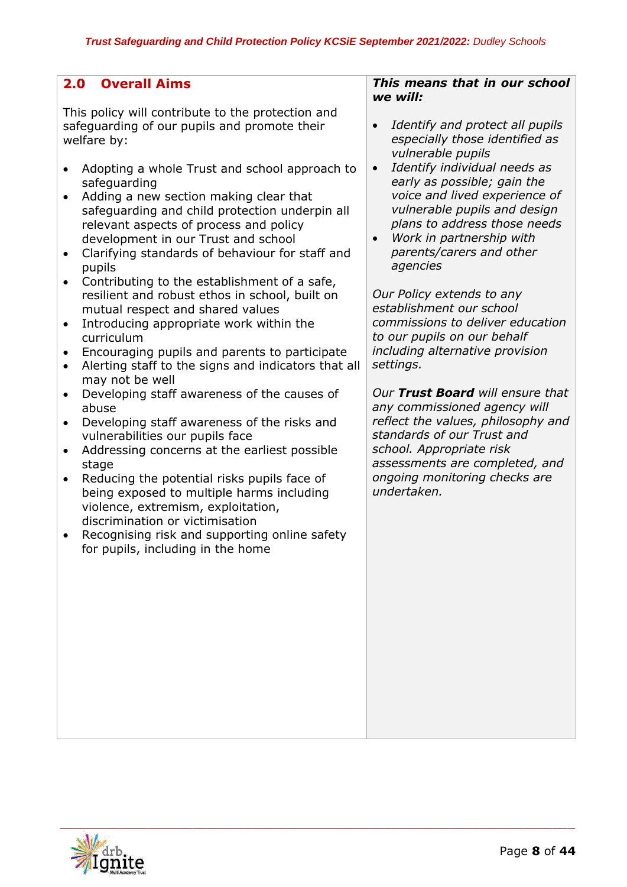## 2.0 Overall Aims

This policy will contribute to the protection and safeguarding of our pupils and promote their welfare by:

- Adopting a whole Trust and school approach to safeguarding
- Adding a new section making clear that safeguarding and child protection underpin all relevant aspects of process and policy development in our Trust and school
- Clarifying standards of behaviour for staff and pupils
- Contributing to the establishment of a safe, resilient and robust ethos in school, built on mutual respect and shared values
- Introducing appropriate work within the curriculum
- Encouraging pupils and parents to participate
- Alerting staff to the signs and indicators that all may not be well
- Developing staff awareness of the causes of abuse
- Developing staff awareness of the risks and vulnerabilities our pupils face
- Addressing concerns at the earliest possible stage
- Reducing the potential risks pupils face of being exposed to multiple harms including violence, extremism, exploitation, discrimination or victimisation
- Recognising risk and supporting online safety for pupils, including in the home

***This means that in our school we will:***

- *Identify and protect all pupils especially those identified as vulnerable pupils*
- *Identify individual needs as early as possible; gain the voice and lived experience of vulnerable pupils and design plans to address those needs*
- *Work in partnership with parents/carers and other agencies*

*Our Policy extends to any establishment our school commissions to deliver education to our pupils on our behalf including alternative provision settings.*

*Our **Trust Board** will ensure that any commissioned agency will reflect the values, philosophy and standards of our Trust and school. Appropriate risk assessments are completed, and ongoing monitoring checks are undertaken.*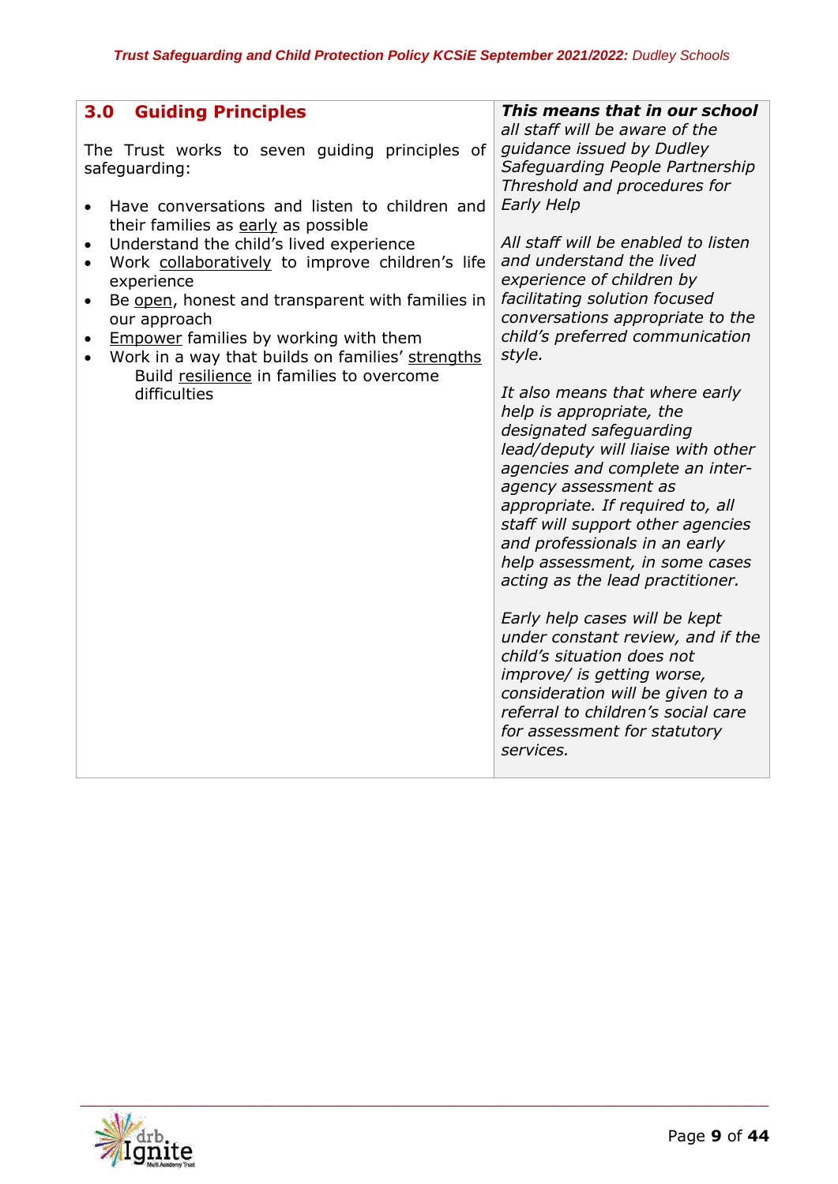| **3.0 Guiding Principles**<br><br>The Trust works to seven guiding principles of safeguarding:<br><br>• Have conversations and listen to children and their families as <u>early</u> as possible<br>• Understand the child's lived experience<br>• Work <u>collaboratively</u> to improve children's life experience<br>• Be <u>open</u>, honest and transparent with families in our approach<br>• <u>Empower</u> families by working with them<br>• Work in a way that builds on families' <u>strengths</u> Build <u>resilience</u> in families to overcome difficulties | ***This means that in our school***<br>*all staff will be aware of the guidance issued by Dudley Safeguarding People Partnership Threshold and procedures for Early Help*<br><br>*All staff will be enabled to listen and understand the lived experience of children by facilitating solution focused conversations appropriate to the child's preferred communication style.*<br><br>*It also means that where early help is appropriate, the designated safeguarding lead/deputy will liaise with other agencies and complete an inter-agency assessment as appropriate. If required to, all staff will support other agencies and professionals in an early help assessment, in some cases acting as the lead practitioner.*<br><br>*Early help cases will be kept under constant review, and if the child's situation does not improve/ is getting worse, consideration will be given to a referral to children's social care for assessment for statutory services.* |
|---|---|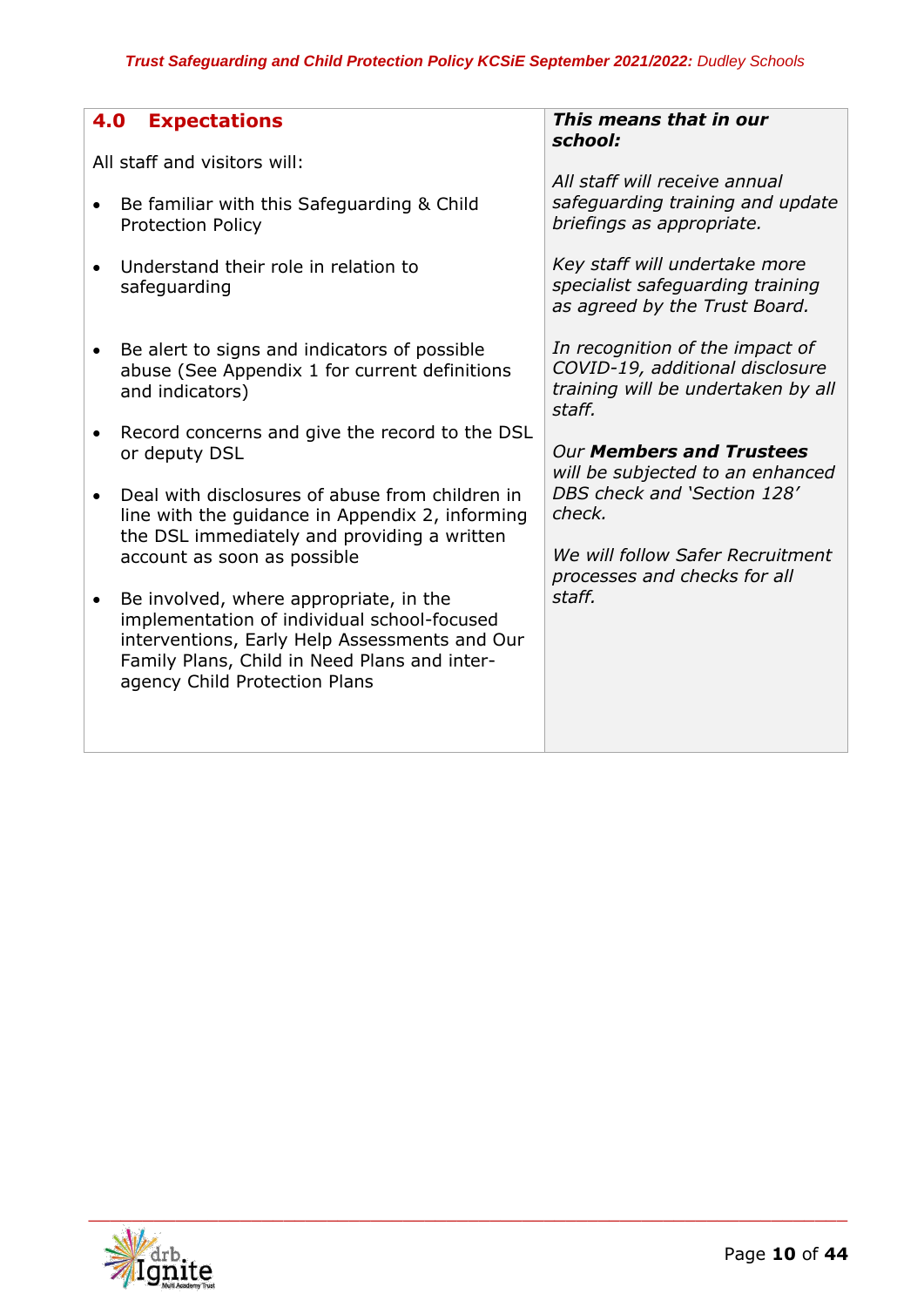## 4.0 Expectations

All staff and visitors will:

- Be familiar with this Safeguarding & Child Protection Policy
- Understand their role in relation to safeguarding
- Be alert to signs and indicators of possible abuse (See Appendix 1 for current definitions and indicators)
- Record concerns and give the record to the DSL or deputy DSL
- Deal with disclosures of abuse from children in line with the guidance in Appendix 2, informing the DSL immediately and providing a written account as soon as possible
- Be involved, where appropriate, in the implementation of individual school-focused interventions, Early Help Assessments and Our Family Plans, Child in Need Plans and inter-agency Child Protection Plans

***This means that in our school:***

*All staff will receive annual safeguarding training and update briefings as appropriate.*

*Key staff will undertake more specialist safeguarding training as agreed by the Trust Board.*

*In recognition of the impact of COVID-19, additional disclosure training will be undertaken by all staff.*

*Our **Members and Trustees** will be subjected to an enhanced DBS check and 'Section 128' check.*

*We will follow Safer Recruitment processes and checks for all staff.*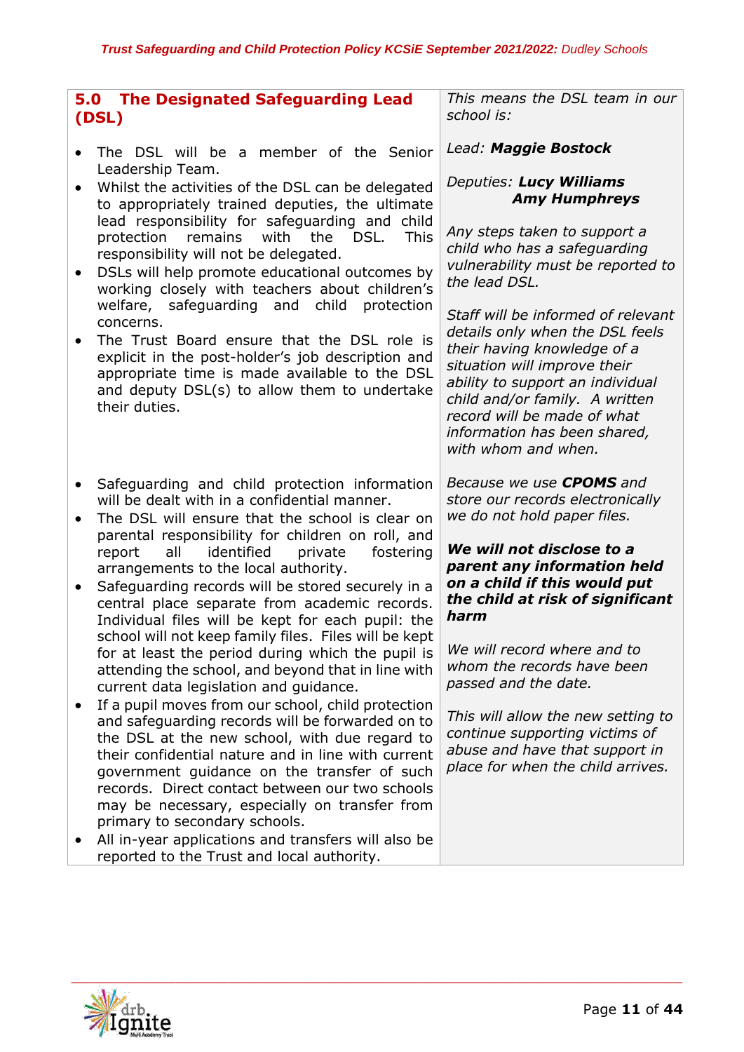## 5.0 The Designated Safeguarding Lead (DSL)

- The DSL will be a member of the Senior Leadership Team.
- Whilst the activities of the DSL can be delegated to appropriately trained deputies, the ultimate lead responsibility for safeguarding and child protection remains with the DSL. This responsibility will not be delegated.
- DSLs will help promote educational outcomes by working closely with teachers about children's welfare, safeguarding and child protection concerns.
- The Trust Board ensure that the DSL role is explicit in the post-holder's job description and appropriate time is made available to the DSL and deputy DSL(s) to allow them to undertake their duties.

*This means the DSL team in our school is:*

*Lead:* ***Maggie Bostock***

*Deputies:* ***Lucy Williams***
***Amy Humphreys***

*Any steps taken to support a child who has a safeguarding vulnerability must be reported to the lead DSL.*

*Staff will be informed of relevant details only when the DSL feels their having knowledge of a situation will improve their ability to support an individual child and/or family. A written record will be made of what information has been shared, with whom and when.*

- Safeguarding and child protection information will be dealt with in a confidential manner.
- The DSL will ensure that the school is clear on parental responsibility for children on roll, and report all identified private fostering arrangements to the local authority.
- Safeguarding records will be stored securely in a central place separate from academic records. Individual files will be kept for each pupil: the school will not keep family files. Files will be kept for at least the period during which the pupil is attending the school, and beyond that in line with current data legislation and guidance.
- If a pupil moves from our school, child protection and safeguarding records will be forwarded on to the DSL at the new school, with due regard to their confidential nature and in line with current government guidance on the transfer of such records. Direct contact between our two schools may be necessary, especially on transfer from primary to secondary schools.
- All in-year applications and transfers will also be reported to the Trust and local authority.

*Because we use* ***CPOMS*** *and store our records electronically we do not hold paper files.*

***We will not disclose to a parent any information held on a child if this would put the child at risk of significant harm***

*We will record where and to whom the records have been passed and the date.*

*This will allow the new setting to continue supporting victims of abuse and have that support in place for when the child arrives.*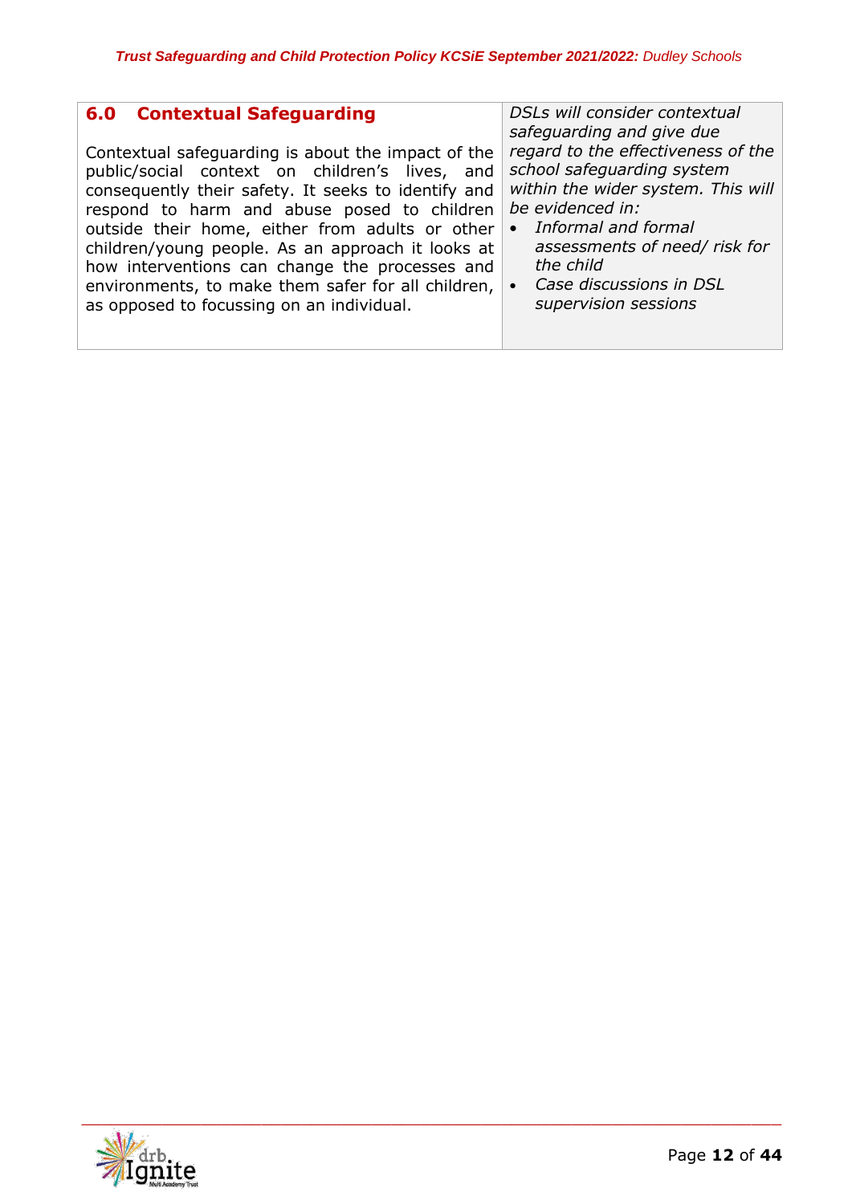| **6.0 Contextual Safeguarding**<br><br>Contextual safeguarding is about the impact of the public/social context on children's lives, and consequently their safety. It seeks to identify and respond to harm and abuse posed to children outside their home, either from adults or other children/young people. As an approach it looks at how interventions can change the processes and environments, to make them safer for all children, as opposed to focussing on an individual. | *DSLs will consider contextual safeguarding and give due regard to the effectiveness of the school safeguarding system within the wider system. This will be evidenced in:*<br>• *Informal and formal assessments of need/ risk for the child*<br>• *Case discussions in DSL supervision sessions* |
|---|---|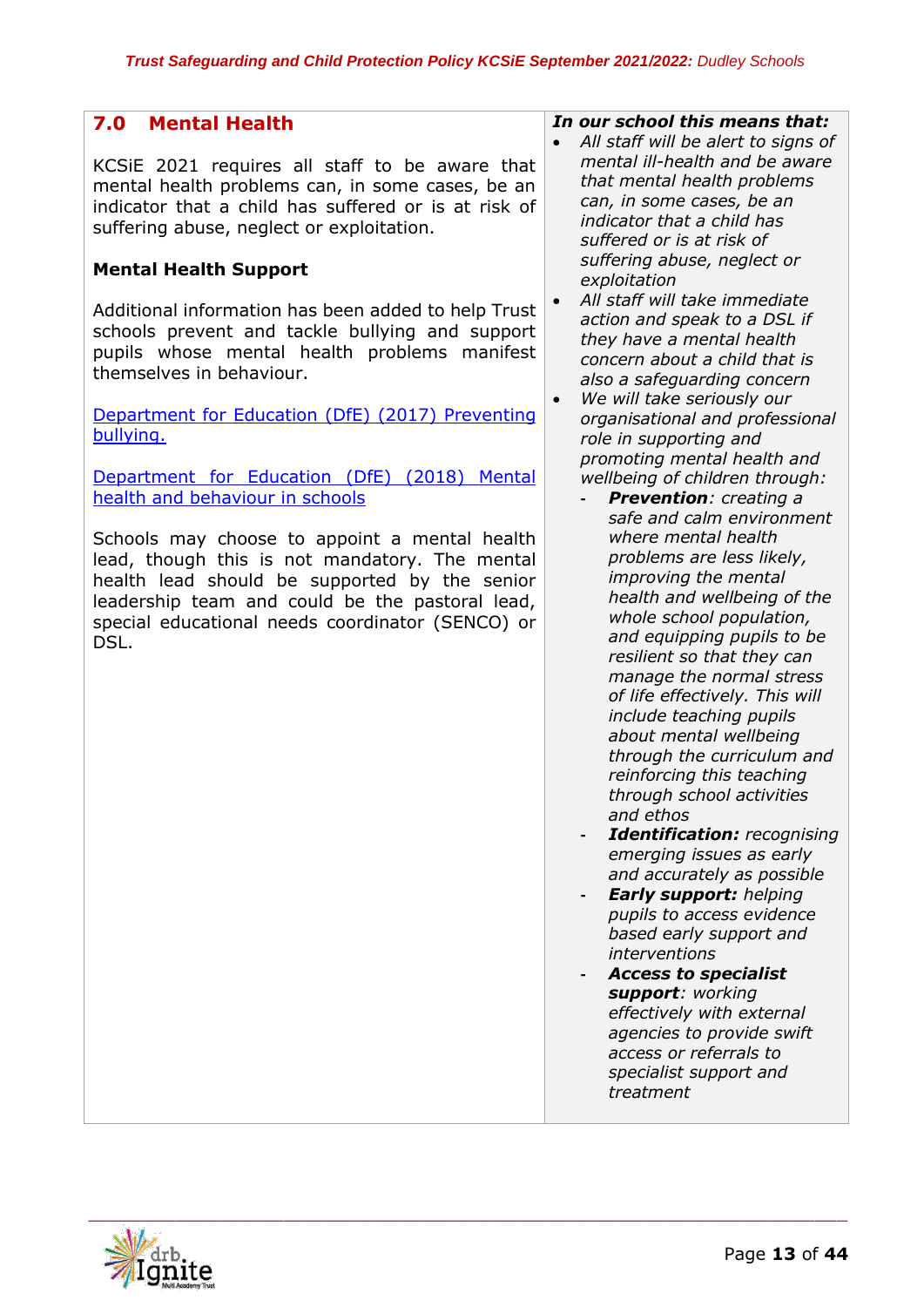## 7.0 Mental Health

KCSiE 2021 requires all staff to be aware that mental health problems can, in some cases, be an indicator that a child has suffered or is at risk of suffering abuse, neglect or exploitation.

**Mental Health Support**

Additional information has been added to help Trust schools prevent and tackle bullying and support pupils whose mental health problems manifest themselves in behaviour.

[Department for Education (DfE) (2017) Preventing bullying.]

[Department for Education (DfE) (2018) Mental health and behaviour in schools]

Schools may choose to appoint a mental health lead, though this is not mandatory. The mental health lead should be supported by the senior leadership team and could be the pastoral lead, special educational needs coordinator (SENCO) or DSL.

***In our school this means that:***

- *All staff will be alert to signs of mental ill-health and be aware that mental health problems can, in some cases, be an indicator that a child has suffered or is at risk of suffering abuse, neglect or exploitation*
- *All staff will take immediate action and speak to a DSL if they have a mental health concern about a child that is also a safeguarding concern*
- *We will take seriously our organisational and professional role in supporting and promoting mental health and wellbeing of children through:*
  - ***Prevention****: creating a safe and calm environment where mental health problems are less likely, improving the mental health and wellbeing of the whole school population, and equipping pupils to be resilient so that they can manage the normal stress of life effectively. This will include teaching pupils about mental wellbeing through the curriculum and reinforcing this teaching through school activities and ethos*
  - ***Identification:*** *recognising emerging issues as early and accurately as possible*
  - ***Early support:*** *helping pupils to access evidence based early support and interventions*
  - ***Access to specialist support****: working effectively with external agencies to provide swift access or referrals to specialist support and treatment*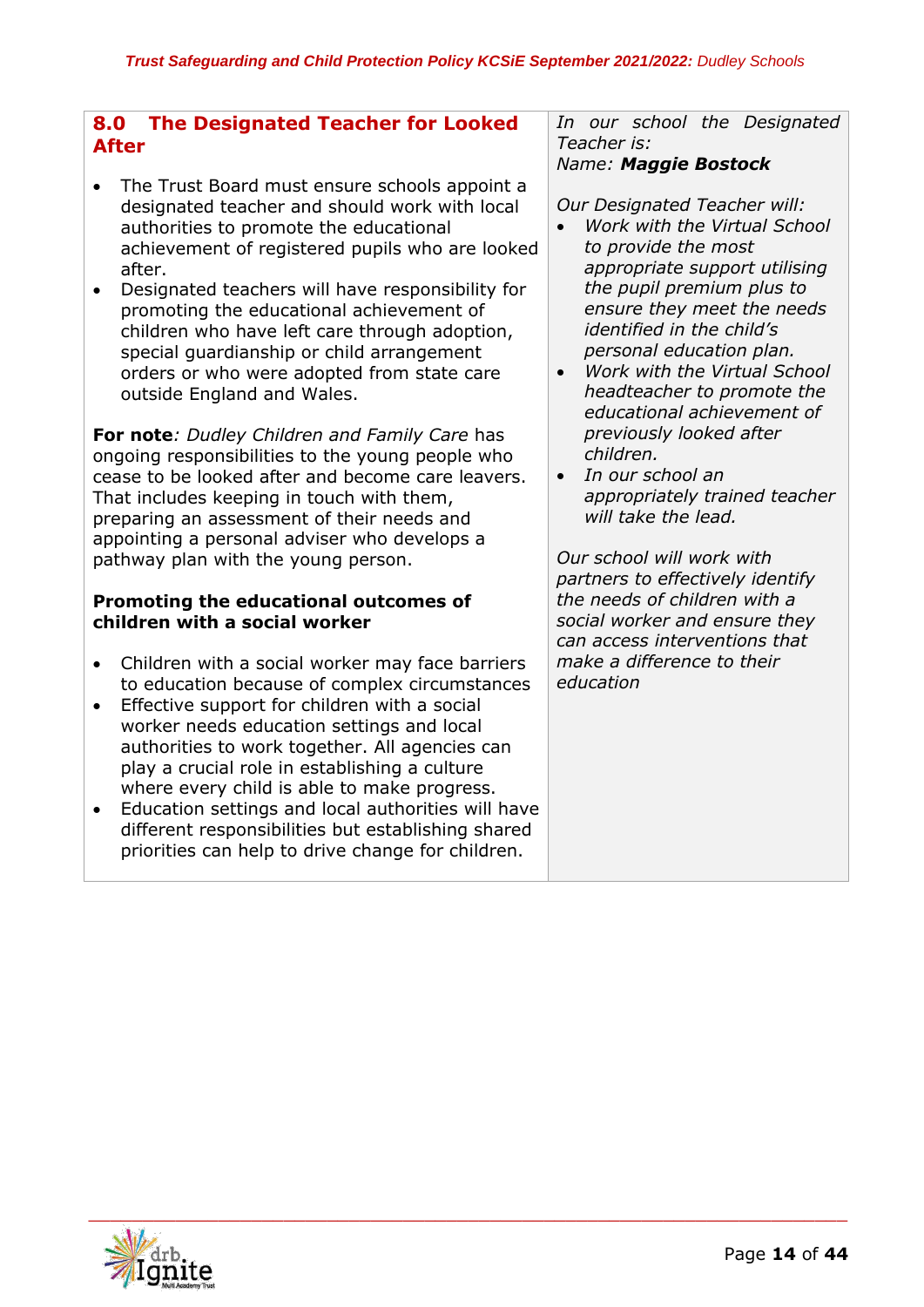## 8.0 The Designated Teacher for Looked After

- The Trust Board must ensure schools appoint a designated teacher and should work with local authorities to promote the educational achievement of registered pupils who are looked after.
- Designated teachers will have responsibility for promoting the educational achievement of children who have left care through adoption, special guardianship or child arrangement orders or who were adopted from state care outside England and Wales.

**For note**: *Dudley Children and Family Care* has ongoing responsibilities to the young people who cease to be looked after and become care leavers. That includes keeping in touch with them, preparing an assessment of their needs and appointing a personal adviser who develops a pathway plan with the young person.

### Promoting the educational outcomes of children with a social worker

- Children with a social worker may face barriers to education because of complex circumstances
- Effective support for children with a social worker needs education settings and local authorities to work together. All agencies can play a crucial role in establishing a culture where every child is able to make progress.
- Education settings and local authorities will have different responsibilities but establishing shared priorities can help to drive change for children.

*In our school the Designated Teacher is:*
*Name:* ***Maggie Bostock***

*Our Designated Teacher will:*

- *Work with the Virtual School to provide the most appropriate support utilising the pupil premium plus to ensure they meet the needs identified in the child's personal education plan.*
- *Work with the Virtual School headteacher to promote the educational achievement of previously looked after children.*
- *In our school an appropriately trained teacher will take the lead.*

*Our school will work with partners to effectively identify the needs of children with a social worker and ensure they can access interventions that make a difference to their education*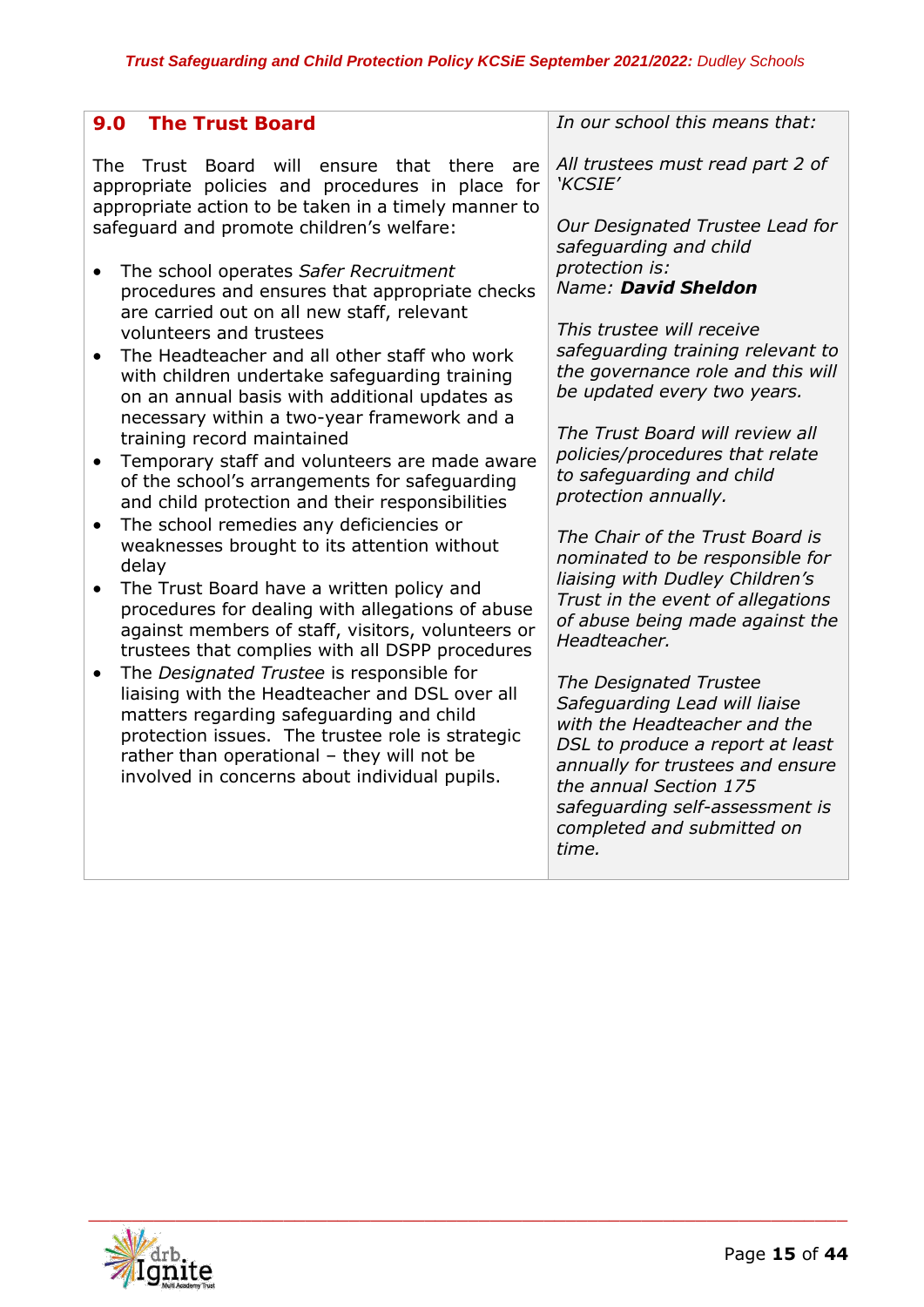| ## 9.0 The Trust Board | *In our school this means that:* |
| --- | --- |
| The Trust Board will ensure that there are appropriate policies and procedures in place for appropriate action to be taken in a timely manner to safeguard and promote children's welfare:<br><br>• The school operates *Safer Recruitment* procedures and ensures that appropriate checks are carried out on all new staff, relevant volunteers and trustees<br>• The Headteacher and all other staff who work with children undertake safeguarding training on an annual basis with additional updates as necessary within a two-year framework and a training record maintained<br>• Temporary staff and volunteers are made aware of the school's arrangements for safeguarding and child protection and their responsibilities<br>• The school remedies any deficiencies or weaknesses brought to its attention without delay<br>• The Trust Board have a written policy and procedures for dealing with allegations of abuse against members of staff, visitors, volunteers or trustees that complies with all DSPP procedures<br>• The *Designated Trustee* is responsible for liaising with the Headteacher and DSL over all matters regarding safeguarding and child protection issues. The trustee role is strategic rather than operational – they will not be involved in concerns about individual pupils. | *All trustees must read part 2 of 'KCSIE'*<br><br>*Our Designated Trustee Lead for safeguarding and child protection is:*<br>*Name:* ***David Sheldon***<br><br>*This trustee will receive safeguarding training relevant to the governance role and this will be updated every two years.*<br><br>*The Trust Board will review all policies/procedures that relate to safeguarding and child protection annually.*<br><br>*The Chair of the Trust Board is nominated to be responsible for liaising with Dudley Children's Trust in the event of allegations of abuse being made against the Headteacher.*<br><br>*The Designated Trustee Safeguarding Lead will liaise with the Headteacher and the DSL to produce a report at least annually for trustees and ensure the annual Section 175 safeguarding self-assessment is completed and submitted on time.* |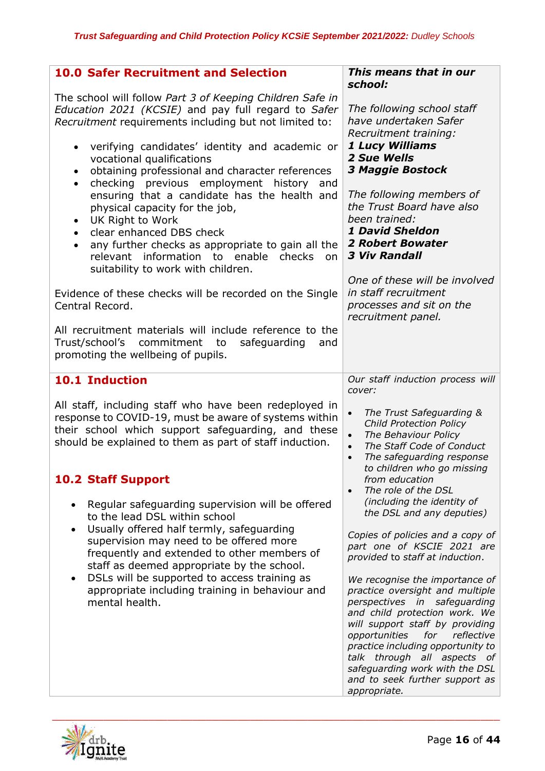## 10.0 Safer Recruitment and Selection

The school will follow *Part 3 of Keeping Children Safe in Education 2021 (KCSIE)* and pay full regard to *Safer Recruitment* requirements including but not limited to:

- verifying candidates' identity and academic or vocational qualifications
- obtaining professional and character references
- checking previous employment history and ensuring that a candidate has the health and physical capacity for the job,
- UK Right to Work
- clear enhanced DBS check
- any further checks as appropriate to gain all the relevant information to enable checks on suitability to work with children.

Evidence of these checks will be recorded on the Single Central Record.

All recruitment materials will include reference to the Trust/school's commitment to safeguarding and promoting the wellbeing of pupils.

***This means that in our school:***

*The following school staff have undertaken Safer Recruitment training:*
***1 Lucy Williams***
***2 Sue Wells***
***3 Maggie Bostock***

*The following members of the Trust Board have also been trained:*
***1 David Sheldon***
***2 Robert Bowater***
***3 Viv Randall***

*One of these will be involved in staff recruitment processes and sit on the recruitment panel.*

## 10.1 Induction

All staff, including staff who have been redeployed in response to COVID-19, must be aware of systems within their school which support safeguarding, and these should be explained to them as part of staff induction.

## 10.2 Staff Support

- Regular safeguarding supervision will be offered to the lead DSL within school
- Usually offered half termly, safeguarding supervision may need to be offered more frequently and extended to other members of staff as deemed appropriate by the school.
- DSLs will be supported to access training as appropriate including training in behaviour and mental health.

*Our staff induction process will cover:*

- *The Trust Safeguarding & Child Protection Policy*
- *The Behaviour Policy*
- *The Staff Code of Conduct*
- *The safeguarding response to children who go missing from education*
- *The role of the DSL (including the identity of the DSL and any deputies)*

*Copies of policies and a copy of part one of KSCIE 2021 are provided to staff at induction.*

*We recognise the importance of practice oversight and multiple perspectives in safeguarding and child protection work. We will support staff by providing opportunities for reflective practice including opportunity to talk through all aspects of safeguarding work with the DSL and to seek further support as appropriate.*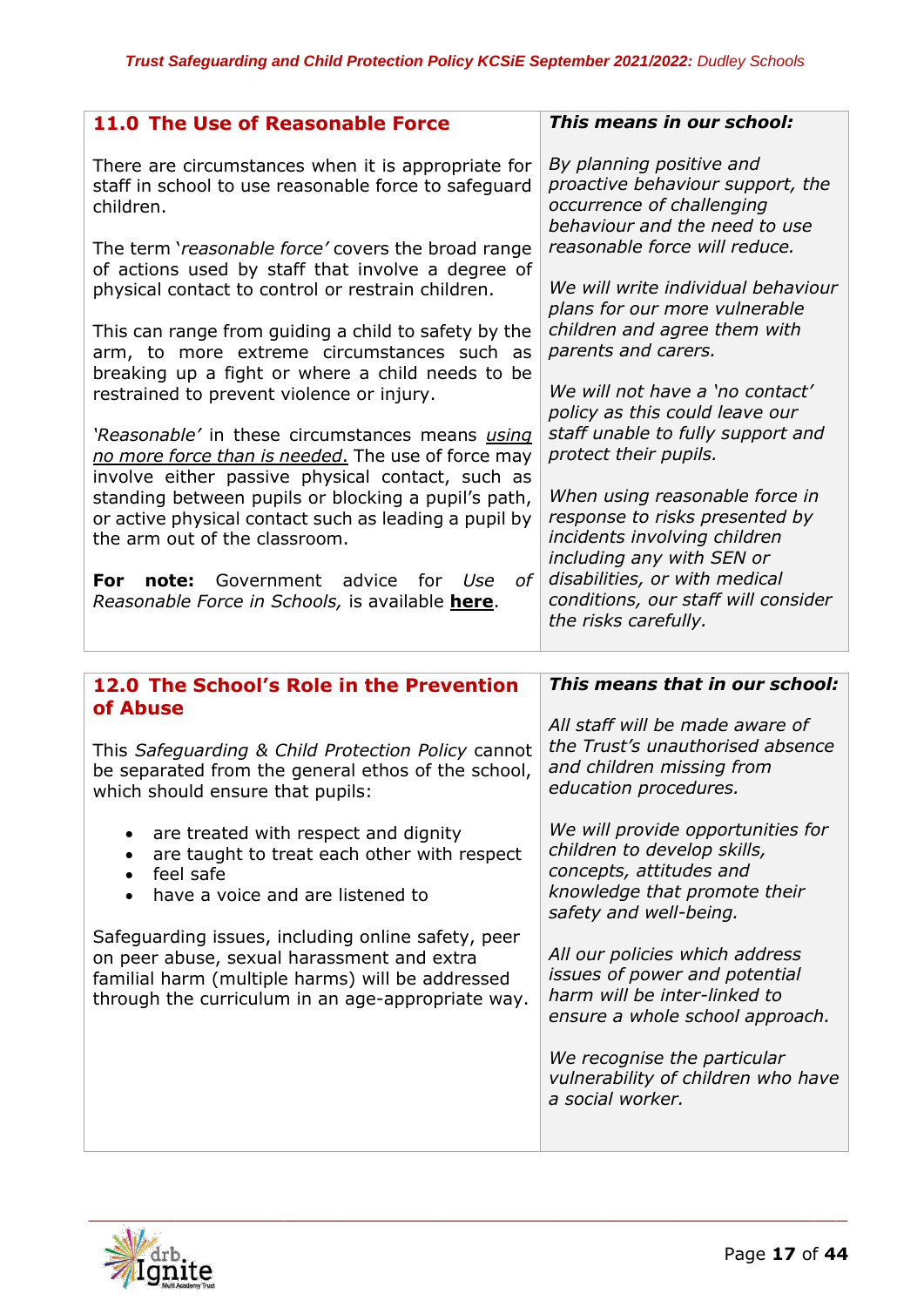| **11.0 The Use of Reasonable Force** | ***This means in our school:*** |
| --- | --- |
| There are circumstances when it is appropriate for staff in school to use reasonable force to safeguard children.<br><br>The term '*reasonable force*' covers the broad range of actions used by staff that involve a degree of physical contact to control or restrain children.<br><br>This can range from guiding a child to safety by the arm, to more extreme circumstances such as breaking up a fight or where a child needs to be restrained to prevent violence or injury.<br><br>'*Reasonable*' in these circumstances means *using no more force than is needed*. The use of force may involve either passive physical contact, such as standing between pupils or blocking a pupil's path, or active physical contact such as leading a pupil by the arm out of the classroom.<br><br>**For note:** Government advice for *Use of Reasonable Force in Schools,* is available **here**. | *By planning positive and proactive behaviour support, the occurrence of challenging behaviour and the need to use reasonable force will reduce.*<br><br>*We will write individual behaviour plans for our more vulnerable children and agree them with parents and carers.*<br><br>*We will not have a 'no contact' policy as this could leave our staff unable to fully support and protect their pupils.*<br><br>*When using reasonable force in response to risks presented by incidents involving children including any with SEN or disabilities, or with medical conditions, our staff will consider the risks carefully.* |

| **12.0 The School's Role in the Prevention of Abuse** | ***This means that in our school:*** |
| --- | --- |
| This *Safeguarding & Child Protection Policy* cannot be separated from the general ethos of the school, which should ensure that pupils:<br><br>• are treated with respect and dignity<br>• are taught to treat each other with respect<br>• feel safe<br>• have a voice and are listened to<br><br>Safeguarding issues, including online safety, peer on peer abuse, sexual harassment and extra familial harm (multiple harms) will be addressed through the curriculum in an age-appropriate way. | *All staff will be made aware of the Trust's unauthorised absence and children missing from education procedures.*<br><br>*We will provide opportunities for children to develop skills, concepts, attitudes and knowledge that promote their safety and well-being.*<br><br>*All our policies which address issues of power and potential harm will be inter-linked to ensure a whole school approach.*<br><br>*We recognise the particular vulnerability of children who have a social worker.* |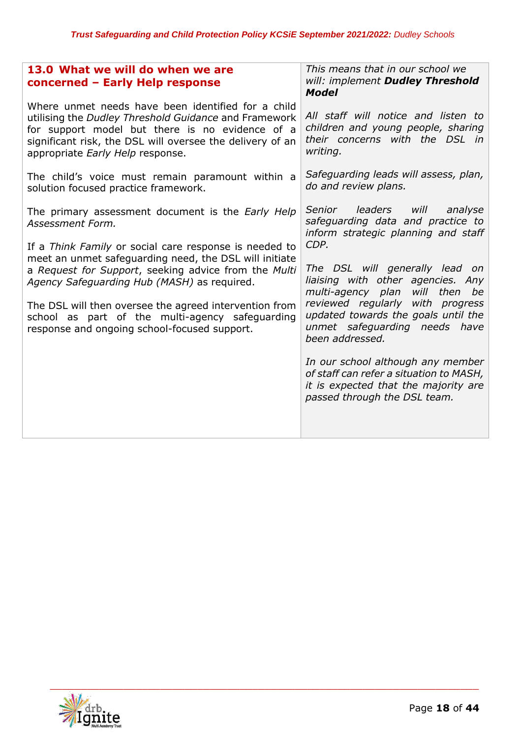| **13.0 What we will do when we are concerned – Early Help response**<br><br>Where unmet needs have been identified for a child utilising the *Dudley Threshold Guidance* and Framework for support model but there is no evidence of a significant risk, the DSL will oversee the delivery of an appropriate *Early Help* response.<br><br>The child's voice must remain paramount within a solution focused practice framework.<br><br>The primary assessment document is the *Early Help Assessment Form.*<br><br>If a *Think Family* or social care response is needed to meet an unmet safeguarding need, the DSL will initiate a *Request for Support*, seeking advice from the *Multi Agency Safeguarding Hub (MASH)* as required.<br><br>The DSL will then oversee the agreed intervention from school as part of the multi-agency safeguarding response and ongoing school-focused support. | *This means that in our school we will: implement **Dudley Threshold Model***<br><br>*All staff will notice and listen to children and young people, sharing their concerns with the DSL in writing.*<br><br>*Safeguarding leads will assess, plan, do and review plans.*<br><br>*Senior leaders will analyse safeguarding data and practice to inform strategic planning and staff CDP.*<br><br>*The DSL will generally lead on liaising with other agencies. Any multi-agency plan will then be reviewed regularly with progress updated towards the goals until the unmet safeguarding needs have been addressed.*<br><br>*In our school although any member of staff can refer a situation to MASH, it is expected that the majority are passed through the DSL team.* |
|---|---|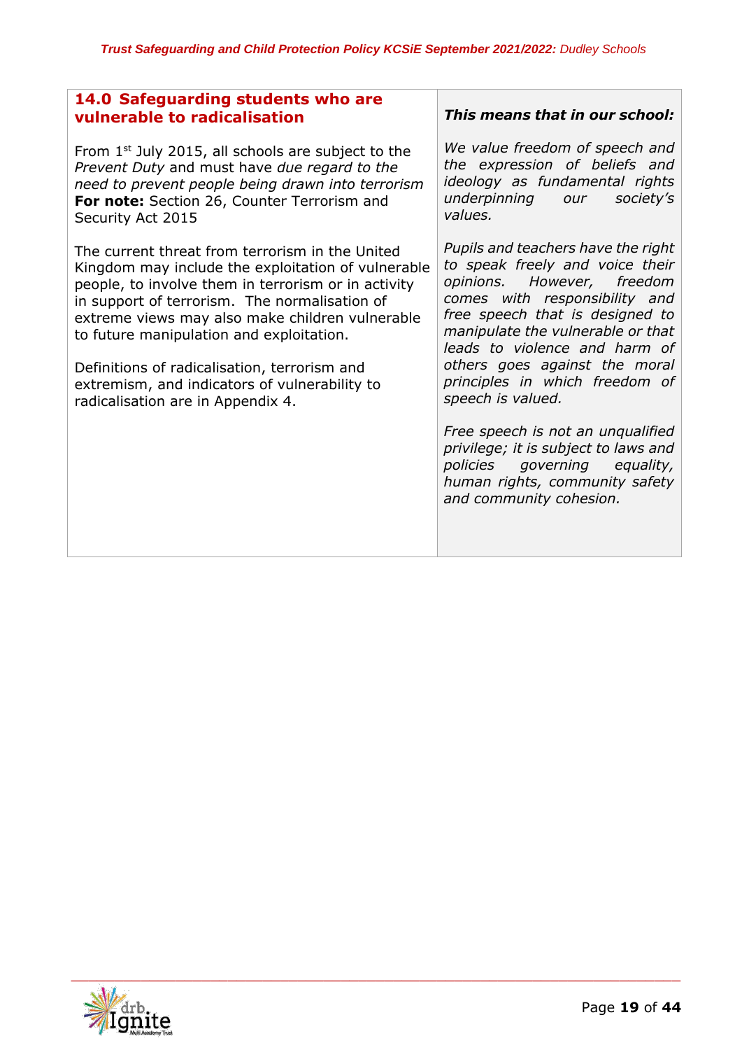| **14.0 Safeguarding students who are vulnerable to radicalisation** | ***This means that in our school:*** |
|---|---|
| From 1st July 2015, all schools are subject to the *Prevent Duty* and must have *due regard to the need to prevent people being drawn into terrorism* **For note:** Section 26, Counter Terrorism and Security Act 2015<br><br>The current threat from terrorism in the United Kingdom may include the exploitation of vulnerable people, to involve them in terrorism or in activity in support of terrorism. The normalisation of extreme views may also make children vulnerable to future manipulation and exploitation.<br><br>Definitions of radicalisation, terrorism and extremism, and indicators of vulnerability to radicalisation are in Appendix 4. | *We value freedom of speech and the expression of beliefs and ideology as fundamental rights underpinning our society's values.*<br><br>*Pupils and teachers have the right to speak freely and voice their opinions. However, freedom comes with responsibility and free speech that is designed to manipulate the vulnerable or that leads to violence and harm of others goes against the moral principles in which freedom of speech is valued.*<br><br>*Free speech is not an unqualified privilege; it is subject to laws and policies governing equality, human rights, community safety and community cohesion.* |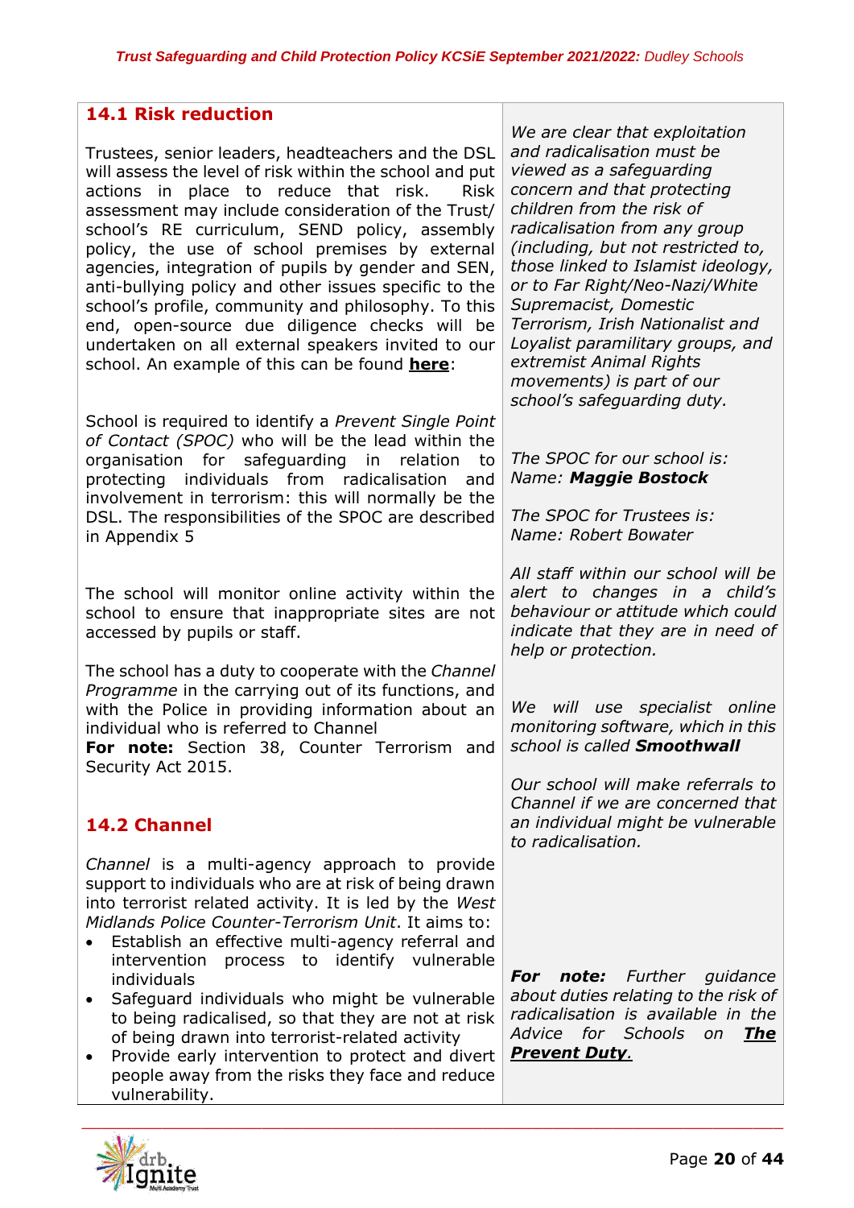## 14.1 Risk reduction

Trustees, senior leaders, headteachers and the DSL will assess the level of risk within the school and put actions in place to reduce that risk. Risk assessment may include consideration of the Trust/ school's RE curriculum, SEND policy, assembly policy, the use of school premises by external agencies, integration of pupils by gender and SEN, anti-bullying policy and other issues specific to the school's profile, community and philosophy. To this end, open-source due diligence checks will be undertaken on all external speakers invited to our school. An example of this can be found **here**:

*We are clear that exploitation and radicalisation must be viewed as a safeguarding concern and that protecting children from the risk of radicalisation from any group (including, but not restricted to, those linked to Islamist ideology, or to Far Right/Neo-Nazi/White Supremacist, Domestic Terrorism, Irish Nationalist and Loyalist paramilitary groups, and extremist Animal Rights movements) is part of our school's safeguarding duty.*

School is required to identify a *Prevent Single Point of Contact (SPOC)* who will be the lead within the organisation for safeguarding in relation to protecting individuals from radicalisation and involvement in terrorism: this will normally be the DSL. The responsibilities of the SPOC are described in Appendix 5

*The SPOC for our school is:*
*Name:* ***Maggie Bostock***

*The SPOC for Trustees is:*
*Name: Robert Bowater*

The school will monitor online activity within the school to ensure that inappropriate sites are not accessed by pupils or staff.

*All staff within our school will be alert to changes in a child's behaviour or attitude which could indicate that they are in need of help or protection.*

*We will use specialist online monitoring software, which in this school is called* ***Smoothwall***

The school has a duty to cooperate with the *Channel Programme* in the carrying out of its functions, and with the Police in providing information about an individual who is referred to Channel
**For note:** Section 38, Counter Terrorism and Security Act 2015.

*Our school will make referrals to Channel if we are concerned that an individual might be vulnerable to radicalisation.*

## 14.2 Channel

*Channel* is a multi-agency approach to provide support to individuals who are at risk of being drawn into terrorist related activity. It is led by the *West Midlands Police Counter-Terrorism Unit*. It aims to:

- Establish an effective multi-agency referral and intervention process to identify vulnerable individuals
- Safeguard individuals who might be vulnerable to being radicalised, so that they are not at risk of being drawn into terrorist-related activity
- Provide early intervention to protect and divert people away from the risks they face and reduce vulnerability.

***For note:*** *Further guidance about duties relating to the risk of radicalisation is available in the Advice for Schools on* ***The Prevent Duty****.*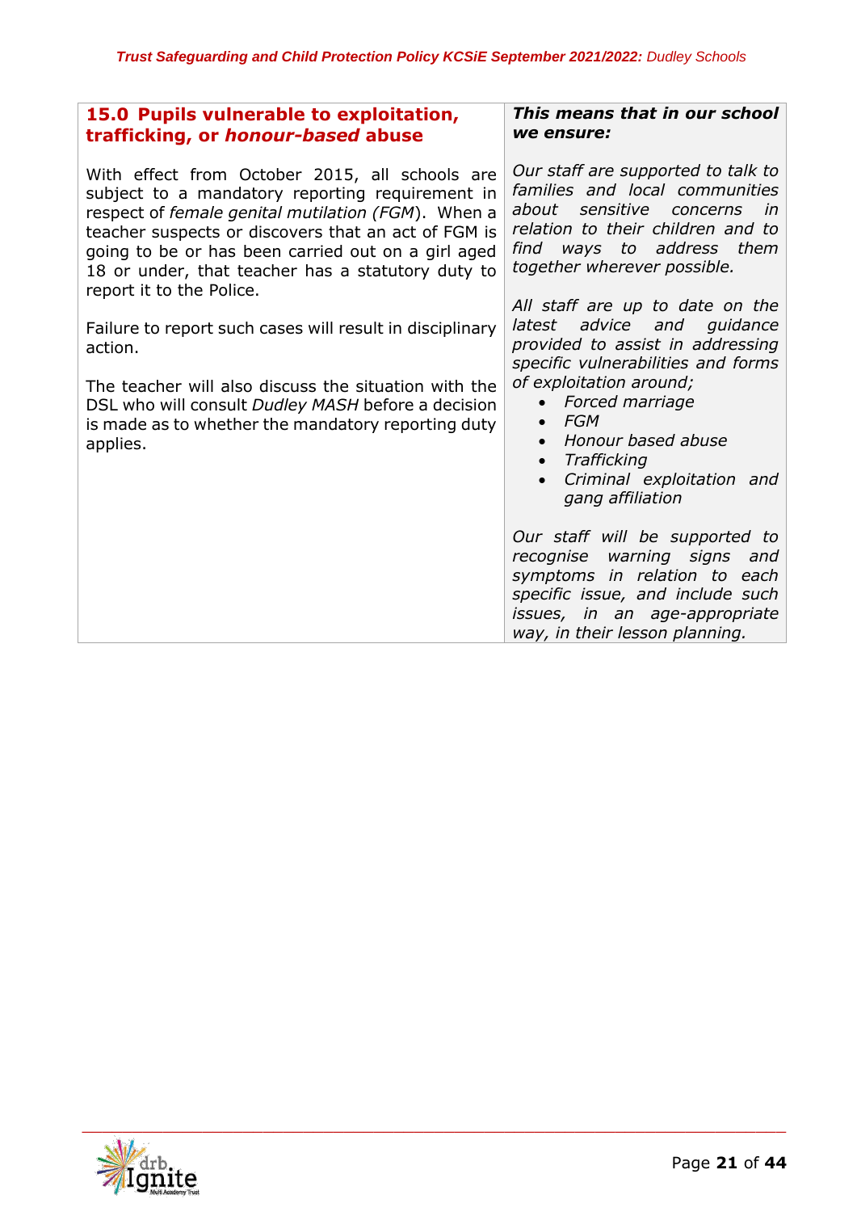| 15.0 Pupils vulnerable to exploitation, trafficking, or *honour-based* abuse | *This means that in our school we ensure:* |
|---|---|
| With effect from October 2015, all schools are subject to a mandatory reporting requirement in respect of *female genital mutilation (FGM)*. When a teacher suspects or discovers that an act of FGM is going to be or has been carried out on a girl aged 18 or under, that teacher has a statutory duty to report it to the Police.<br><br>Failure to report such cases will result in disciplinary action.<br><br>The teacher will also discuss the situation with the DSL who will consult *Dudley MASH* before a decision is made as to whether the mandatory reporting duty applies. | *Our staff are supported to talk to families and local communities about sensitive concerns in relation to their children and to find ways to address them together wherever possible.*<br><br>*All staff are up to date on the latest advice and guidance provided to assist in addressing specific vulnerabilities and forms of exploitation around;*<br>• *Forced marriage*<br>• *FGM*<br>• *Honour based abuse*<br>• *Trafficking*<br>• *Criminal exploitation and gang affiliation*<br><br>*Our staff will be supported to recognise warning signs and symptoms in relation to each specific issue, and include such issues, in an age-appropriate way, in their lesson planning.* |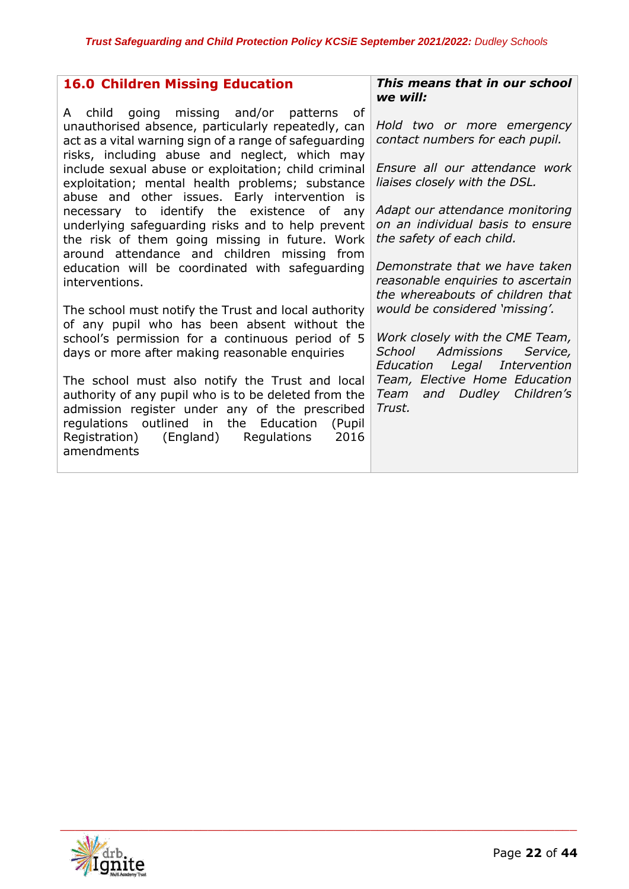| 16.0 Children Missing Education | *This means that in our school we will:* |
|---|---|
| A child going missing and/or patterns of unauthorised absence, particularly repeatedly, can act as a vital warning sign of a range of safeguarding risks, including abuse and neglect, which may include sexual abuse or exploitation; child criminal exploitation; mental health problems; substance abuse and other issues. Early intervention is necessary to identify the existence of any underlying safeguarding risks and to help prevent the risk of them going missing in future. Work around attendance and children missing from education will be coordinated with safeguarding interventions.<br><br>The school must notify the Trust and local authority of any pupil who has been absent without the school's permission for a continuous period of 5 days or more after making reasonable enquiries<br><br>The school must also notify the Trust and local authority of any pupil who is to be deleted from the admission register under any of the prescribed regulations outlined in the Education (Pupil Registration) (England) Regulations 2016 amendments | *Hold two or more emergency contact numbers for each pupil.*<br><br>*Ensure all our attendance work liaises closely with the DSL.*<br><br>*Adapt our attendance monitoring on an individual basis to ensure the safety of each child.*<br><br>*Demonstrate that we have taken reasonable enquiries to ascertain the whereabouts of children that would be considered 'missing'.*<br><br>*Work closely with the CME Team, School Admissions Service, Education Legal Intervention Team, Elective Home Education Team and Dudley Children's Trust.* |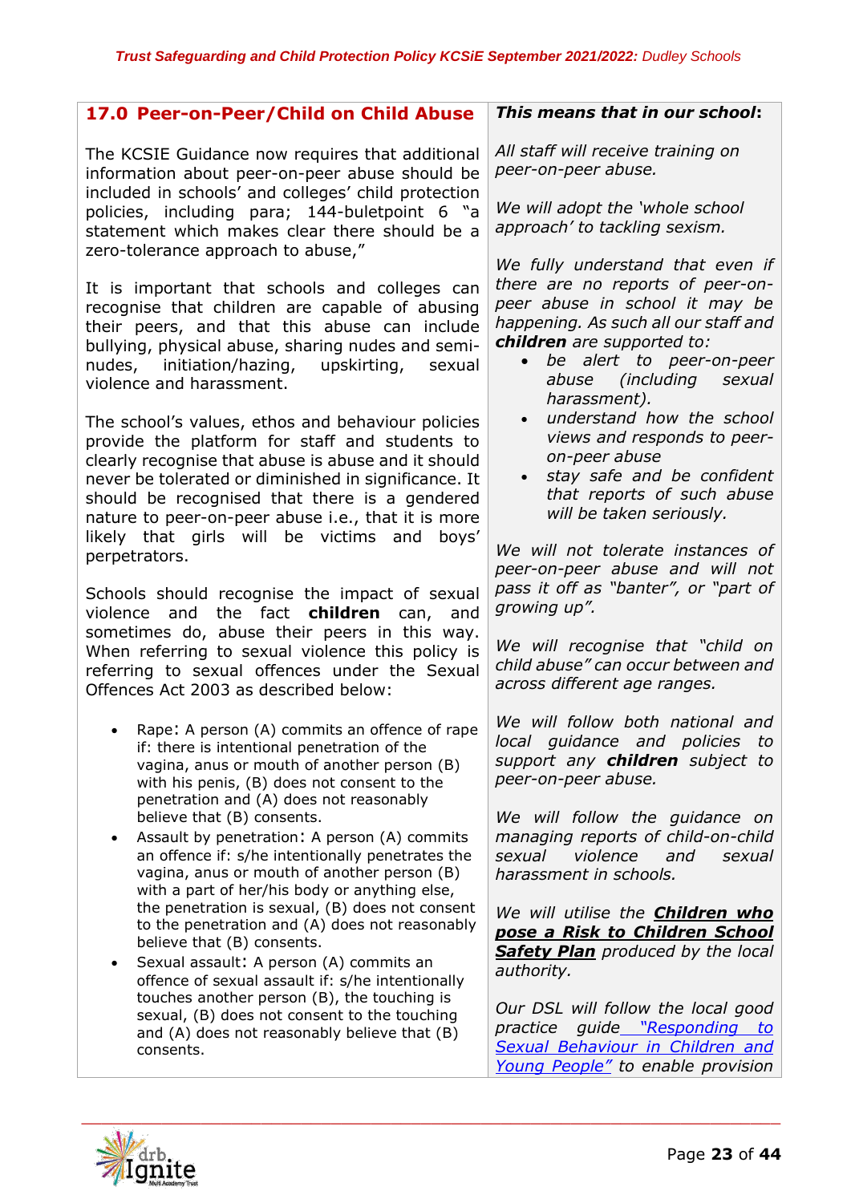## 17.0 Peer-on-Peer/Child on Child Abuse

The KCSIE Guidance now requires that additional information about peer-on-peer abuse should be included in schools' and colleges' child protection policies, including para; 144-buletpoint 6 "a statement which makes clear there should be a zero-tolerance approach to abuse,"

It is important that schools and colleges can recognise that children are capable of abusing their peers, and that this abuse can include bullying, physical abuse, sharing nudes and semi-nudes, initiation/hazing, upskirting, sexual violence and harassment.

The school's values, ethos and behaviour policies provide the platform for staff and students to clearly recognise that abuse is abuse and it should never be tolerated or diminished in significance. It should be recognised that there is a gendered nature to peer-on-peer abuse i.e., that it is more likely that girls will be victims and boys' perpetrators.

Schools should recognise the impact of sexual violence and the fact **children** can, and sometimes do, abuse their peers in this way. When referring to sexual violence this policy is referring to sexual offences under the Sexual Offences Act 2003 as described below:

- Rape: A person (A) commits an offence of rape if: there is intentional penetration of the vagina, anus or mouth of another person (B) with his penis, (B) does not consent to the penetration and (A) does not reasonably believe that (B) consents.
- Assault by penetration: A person (A) commits an offence if: s/he intentionally penetrates the vagina, anus or mouth of another person (B) with a part of her/his body or anything else, the penetration is sexual, (B) does not consent to the penetration and (A) does not reasonably believe that (B) consents.
- Sexual assault: A person (A) commits an offence of sexual assault if: s/he intentionally touches another person (B), the touching is sexual, (B) does not consent to the touching and (A) does not reasonably believe that (B) consents.

***This means that in our school*:**

*All staff will receive training on peer-on-peer abuse.*

*We will adopt the 'whole school approach' to tackling sexism.*

*We fully understand that even if there are no reports of peer-on-peer abuse in school it may be happening. As such all our staff and **children** are supported to:*

- *be alert to peer-on-peer abuse (including sexual harassment).*
- *understand how the school views and responds to peer-on-peer abuse*
- *stay safe and be confident that reports of such abuse will be taken seriously.*

*We will not tolerate instances of peer-on-peer abuse and will not pass it off as "banter", or "part of growing up".*

*We will recognise that "child on child abuse" can occur between and across different age ranges.*

*We will follow both national and local guidance and policies to support any **children** subject to peer-on-peer abuse.*

*We will follow the guidance on managing reports of child-on-child sexual violence and sexual harassment in schools.*

*We will utilise the **Children who pose a Risk to Children School Safety Plan** produced by the local authority.*

*Our DSL will follow the local good practice guide "Responding to Sexual Behaviour in Children and Young People" to enable provision*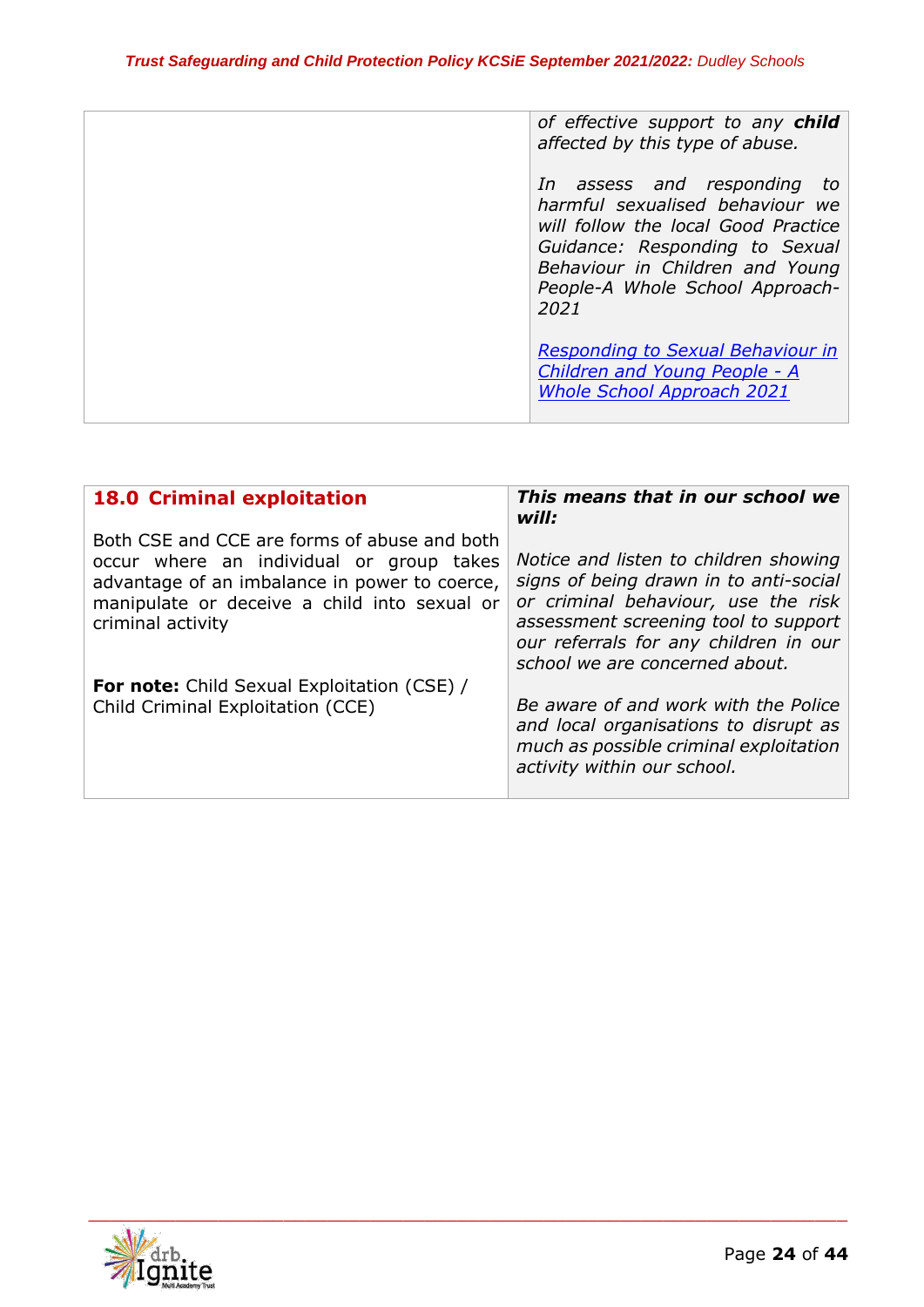| | *of effective support to any **child** affected by this type of abuse.*<br><br>*In assess and responding to harmful sexualised behaviour we will follow the local Good Practice Guidance: Responding to Sexual Behaviour in Children and Young People-A Whole School Approach-2021*<br><br>*[Responding to Sexual Behaviour in Children and Young People - A Whole School Approach 2021]()* |
|---|---|

| **18.0 Criminal exploitation** | ***This means that in our school we will:*** |
|---|---|
| Both CSE and CCE are forms of abuse and both occur where an individual or group takes advantage of an imbalance in power to coerce, manipulate or deceive a child into sexual or criminal activity<br><br>**For note:** Child Sexual Exploitation (CSE) / Child Criminal Exploitation (CCE) | *Notice and listen to children showing signs of being drawn in to anti-social or criminal behaviour, use the risk assessment screening tool to support our referrals for any children in our school we are concerned about.*<br><br>*Be aware of and work with the Police and local organisations to disrupt as much as possible criminal exploitation activity within our school.* |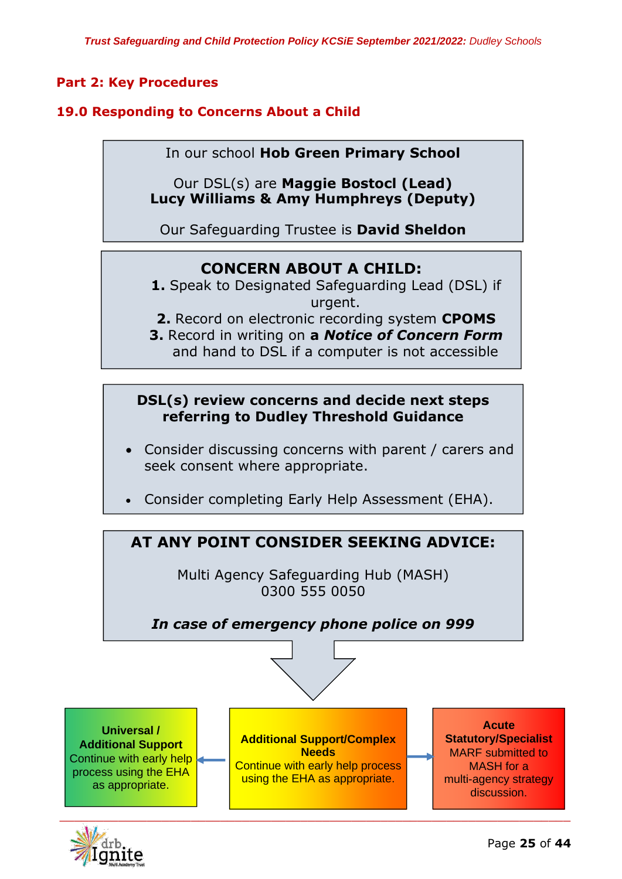## Part 2: Key Procedures

### 19.0 Responding to Concerns About a Child

In our school **Hob Green Primary School**

Our DSL(s) are **Maggie Bostocl (Lead)**
**Lucy Williams & Amy Humphreys (Deputy)**

Our Safeguarding Trustee is **David Sheldon**

**CONCERN ABOUT A CHILD:**

**1.** Speak to Designated Safeguarding Lead (DSL) if urgent.
**2.** Record on electronic recording system **CPOMS**
**3.** Record in writing on ***a Notice of Concern Form*** and hand to DSL if a computer is not accessible

**DSL(s) review concerns and decide next steps referring to Dudley Threshold Guidance**

- Consider discussing concerns with parent / carers and seek consent where appropriate.
- Consider completing Early Help Assessment (EHA).

**AT ANY POINT CONSIDER SEEKING ADVICE:**

Multi Agency Safeguarding Hub (MASH)
0300 555 0050

***In case of emergency phone police on 999***

**Universal / Additional Support**
Continue with early help process using the EHA as appropriate.

**Additional Support/Complex Needs**
Continue with early help process using the EHA as appropriate.

**Acute Statutory/Specialist**
MARF submitted to MASH for a multi-agency strategy discussion.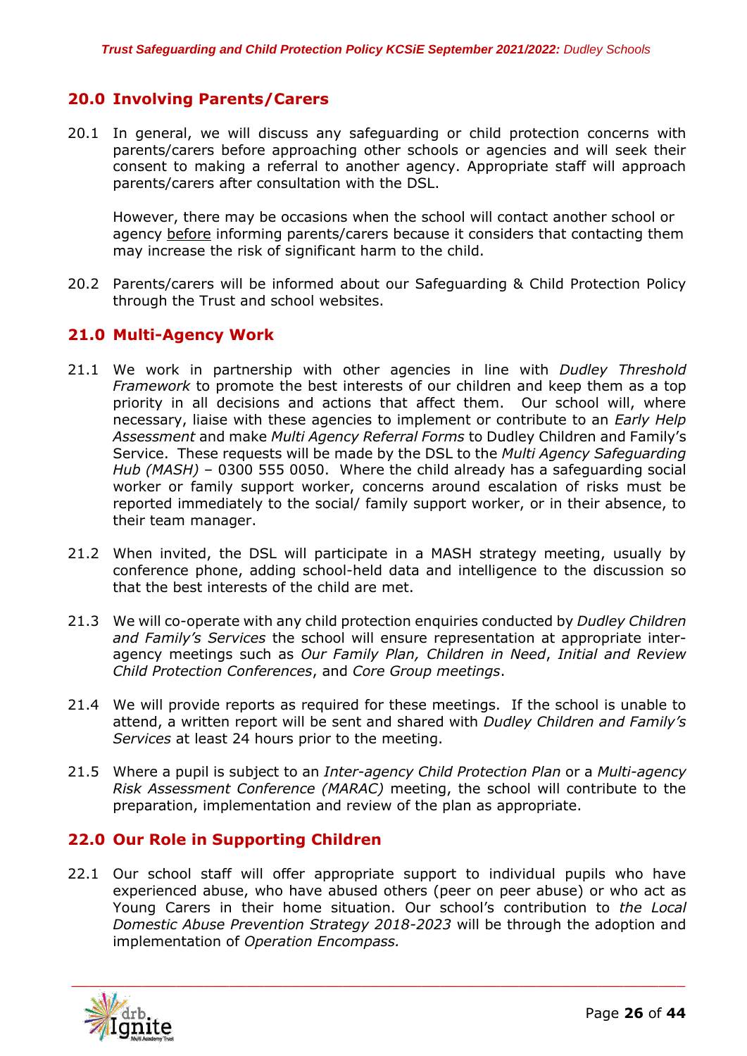## 20.0 Involving Parents/Carers

20.1 In general, we will discuss any safeguarding or child protection concerns with parents/carers before approaching other schools or agencies and will seek their consent to making a referral to another agency. Appropriate staff will approach parents/carers after consultation with the DSL.

However, there may be occasions when the school will contact another school or agency before informing parents/carers because it considers that contacting them may increase the risk of significant harm to the child.

20.2 Parents/carers will be informed about our Safeguarding & Child Protection Policy through the Trust and school websites.

## 21.0 Multi-Agency Work

21.1 We work in partnership with other agencies in line with *Dudley Threshold Framework* to promote the best interests of our children and keep them as a top priority in all decisions and actions that affect them. Our school will, where necessary, liaise with these agencies to implement or contribute to an *Early Help Assessment* and make *Multi Agency Referral Forms* to Dudley Children and Family's Service. These requests will be made by the DSL to the *Multi Agency Safeguarding Hub (MASH)* – 0300 555 0050. Where the child already has a safeguarding social worker or family support worker, concerns around escalation of risks must be reported immediately to the social/ family support worker, or in their absence, to their team manager.

21.2 When invited, the DSL will participate in a MASH strategy meeting, usually by conference phone, adding school-held data and intelligence to the discussion so that the best interests of the child are met.

21.3 We will co-operate with any child protection enquiries conducted by *Dudley Children and Family's Services* the school will ensure representation at appropriate inter-agency meetings such as *Our Family Plan, Children in Need*, *Initial and Review Child Protection Conferences*, and *Core Group meetings*.

21.4 We will provide reports as required for these meetings. If the school is unable to attend, a written report will be sent and shared with *Dudley Children and Family's Services* at least 24 hours prior to the meeting.

21.5 Where a pupil is subject to an *Inter-agency Child Protection Plan* or a *Multi-agency Risk Assessment Conference (MARAC)* meeting, the school will contribute to the preparation, implementation and review of the plan as appropriate.

## 22.0 Our Role in Supporting Children

22.1 Our school staff will offer appropriate support to individual pupils who have experienced abuse, who have abused others (peer on peer abuse) or who act as Young Carers in their home situation. Our school's contribution to *the Local Domestic Abuse Prevention Strategy 2018-2023* will be through the adoption and implementation of *Operation Encompass.*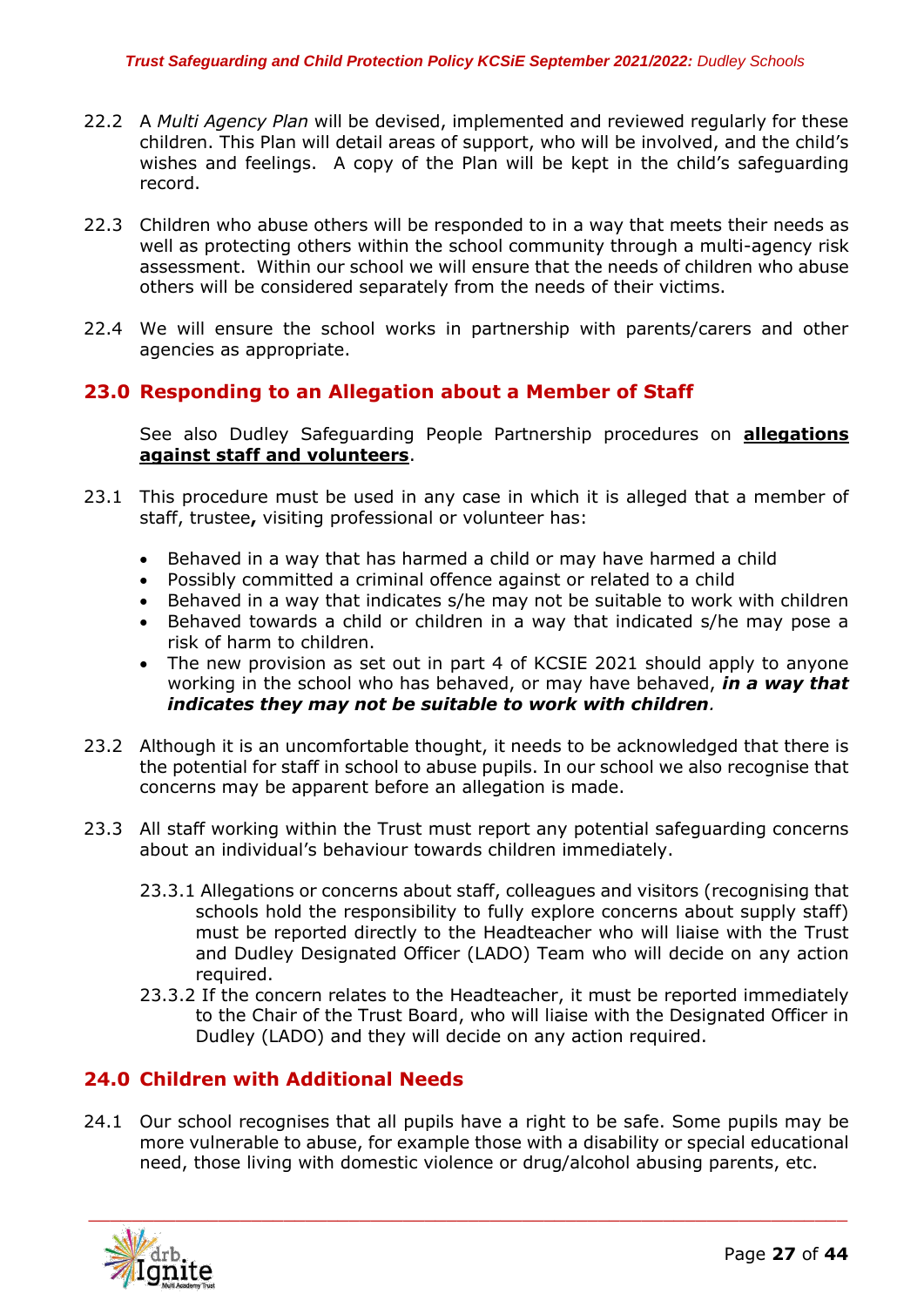22.2 A *Multi Agency Plan* will be devised, implemented and reviewed regularly for these children. This Plan will detail areas of support, who will be involved, and the child's wishes and feelings. A copy of the Plan will be kept in the child's safeguarding record.

22.3 Children who abuse others will be responded to in a way that meets their needs as well as protecting others within the school community through a multi-agency risk assessment. Within our school we will ensure that the needs of children who abuse others will be considered separately from the needs of their victims.

22.4 We will ensure the school works in partnership with parents/carers and other agencies as appropriate.

## 23.0 Responding to an Allegation about a Member of Staff

See also Dudley Safeguarding People Partnership procedures on **allegations against staff and volunteers**.

23.1 This procedure must be used in any case in which it is alleged that a member of staff, trustee**,** visiting professional or volunteer has:

- Behaved in a way that has harmed a child or may have harmed a child
- Possibly committed a criminal offence against or related to a child
- Behaved in a way that indicates s/he may not be suitable to work with children
- Behaved towards a child or children in a way that indicated s/he may pose a risk of harm to children.
- The new provision as set out in part 4 of KCSIE 2021 should apply to anyone working in the school who has behaved, or may have behaved, ***in a way that indicates they may not be suitable to work with children***.

23.2 Although it is an uncomfortable thought, it needs to be acknowledged that there is the potential for staff in school to abuse pupils. In our school we also recognise that concerns may be apparent before an allegation is made.

23.3 All staff working within the Trust must report any potential safeguarding concerns about an individual's behaviour towards children immediately.

23.3.1 Allegations or concerns about staff, colleagues and visitors (recognising that schools hold the responsibility to fully explore concerns about supply staff) must be reported directly to the Headteacher who will liaise with the Trust and Dudley Designated Officer (LADO) Team who will decide on any action required.

23.3.2 If the concern relates to the Headteacher, it must be reported immediately to the Chair of the Trust Board, who will liaise with the Designated Officer in Dudley (LADO) and they will decide on any action required.

## 24.0 Children with Additional Needs

24.1 Our school recognises that all pupils have a right to be safe. Some pupils may be more vulnerable to abuse, for example those with a disability or special educational need, those living with domestic violence or drug/alcohol abusing parents, etc.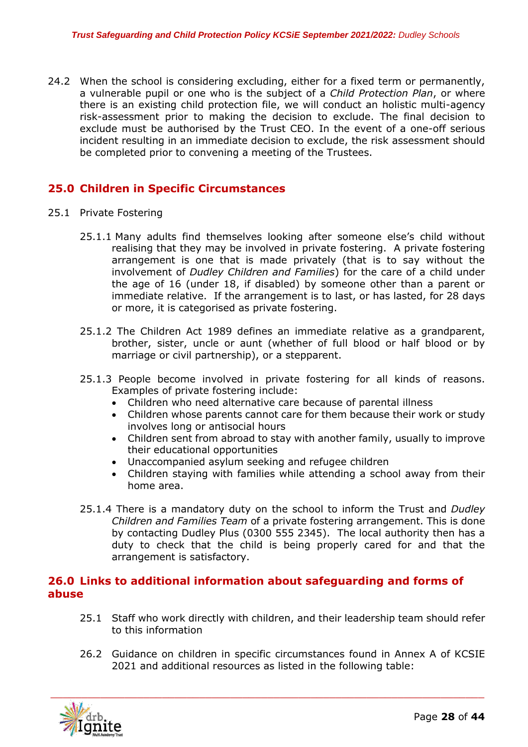24.2 When the school is considering excluding, either for a fixed term or permanently, a vulnerable pupil or one who is the subject of a *Child Protection Plan*, or where there is an existing child protection file, we will conduct an holistic multi-agency risk-assessment prior to making the decision to exclude. The final decision to exclude must be authorised by the Trust CEO. In the event of a one-off serious incident resulting in an immediate decision to exclude, the risk assessment should be completed prior to convening a meeting of the Trustees.

## 25.0 Children in Specific Circumstances

25.1 Private Fostering

25.1.1 Many adults find themselves looking after someone else's child without realising that they may be involved in private fostering. A private fostering arrangement is one that is made privately (that is to say without the involvement of *Dudley Children and Families*) for the care of a child under the age of 16 (under 18, if disabled) by someone other than a parent or immediate relative. If the arrangement is to last, or has lasted, for 28 days or more, it is categorised as private fostering.

25.1.2 The Children Act 1989 defines an immediate relative as a grandparent, brother, sister, uncle or aunt (whether of full blood or half blood or by marriage or civil partnership), or a stepparent.

25.1.3 People become involved in private fostering for all kinds of reasons. Examples of private fostering include:

- Children who need alternative care because of parental illness
- Children whose parents cannot care for them because their work or study involves long or antisocial hours
- Children sent from abroad to stay with another family, usually to improve their educational opportunities
- Unaccompanied asylum seeking and refugee children
- Children staying with families while attending a school away from their home area.

25.1.4 There is a mandatory duty on the school to inform the Trust and *Dudley Children and Families Team* of a private fostering arrangement. This is done by contacting Dudley Plus (0300 555 2345). The local authority then has a duty to check that the child is being properly cared for and that the arrangement is satisfactory.

## 26.0 Links to additional information about safeguarding and forms of abuse

25.1 Staff who work directly with children, and their leadership team should refer to this information

26.2 Guidance on children in specific circumstances found in Annex A of KCSIE 2021 and additional resources as listed in the following table: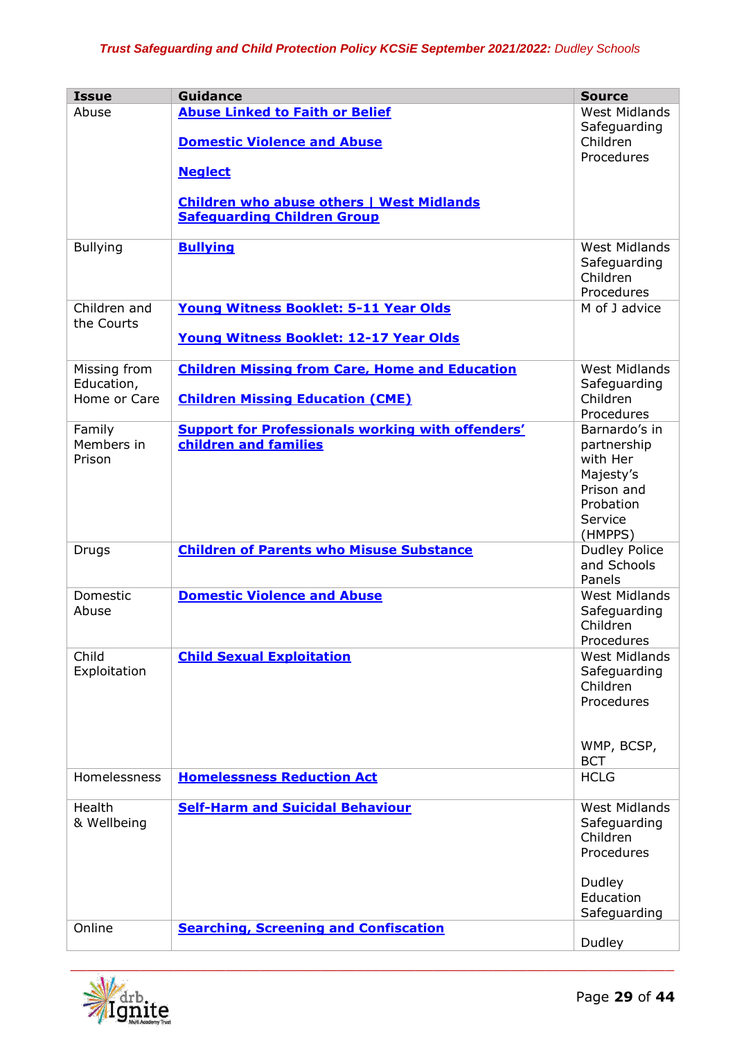| Issue | Guidance | Source |
|---|---|---|
| Abuse | **Abuse Linked to Faith or Belief**<br><br>**Domestic Violence and Abuse**<br><br>**Neglect**<br><br>**Children who abuse others \| West Midlands Safeguarding Children Group** | West Midlands Safeguarding Children Procedures |
| Bullying | **Bullying** | West Midlands Safeguarding Children Procedures |
| Children and the Courts | **Young Witness Booklet: 5-11 Year Olds**<br><br>**Young Witness Booklet: 12-17 Year Olds** | M of J advice |
| Missing from Education, Home or Care | **Children Missing from Care, Home and Education**<br><br>**Children Missing Education (CME)** | West Midlands Safeguarding Children Procedures |
| Family Members in Prison | **Support for Professionals working with offenders' children and families** | Barnardo's in partnership with Her Majesty's Prison and Probation Service (HMPPS) |
| Drugs | **Children of Parents who Misuse Substance** | Dudley Police and Schools Panels |
| Domestic Abuse | **Domestic Violence and Abuse** | West Midlands Safeguarding Children Procedures |
| Child Exploitation | **Child Sexual Exploitation** | West Midlands Safeguarding Children Procedures<br><br>WMP, BCSP, BCT |
| Homelessness | **Homelessness Reduction Act** | HCLG |
| Health & Wellbeing | **Self-Harm and Suicidal Behaviour** | West Midlands Safeguarding Children Procedures<br><br>Dudley Education Safeguarding |
| Online | **Searching, Screening and Confiscation** | Dudley |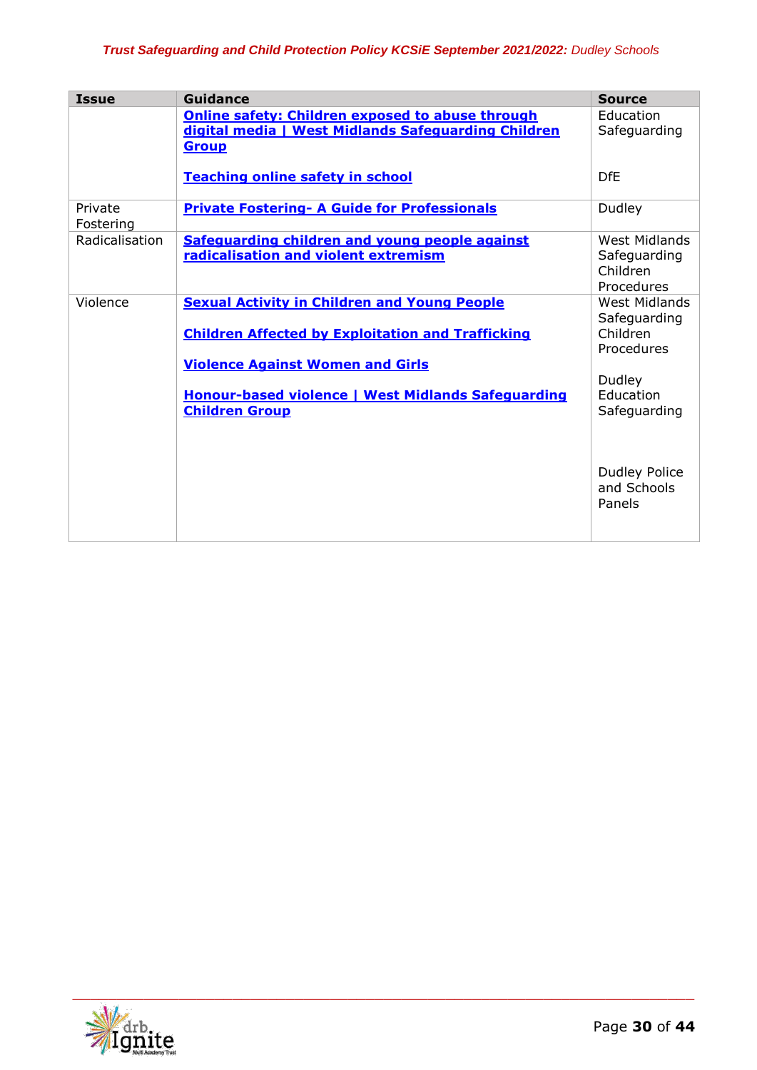| Issue | Guidance | Source |
|---|---|---|
| | **Online safety: Children exposed to abuse through digital media \| West Midlands Safeguarding Children Group**<br><br>**Teaching online safety in school** | Education Safeguarding<br><br>DfE |
| Private Fostering | **Private Fostering- A Guide for Professionals** | Dudley |
| Radicalisation | **Safeguarding children and young people against radicalisation and violent extremism** | West Midlands Safeguarding Children Procedures |
| Violence | **Sexual Activity in Children and Young People**<br><br>**Children Affected by Exploitation and Trafficking**<br><br>**Violence Against Women and Girls**<br><br>**Honour-based violence \| West Midlands Safeguarding Children Group** | West Midlands Safeguarding Children Procedures<br><br>Dudley Education Safeguarding<br><br>Dudley Police and Schools Panels |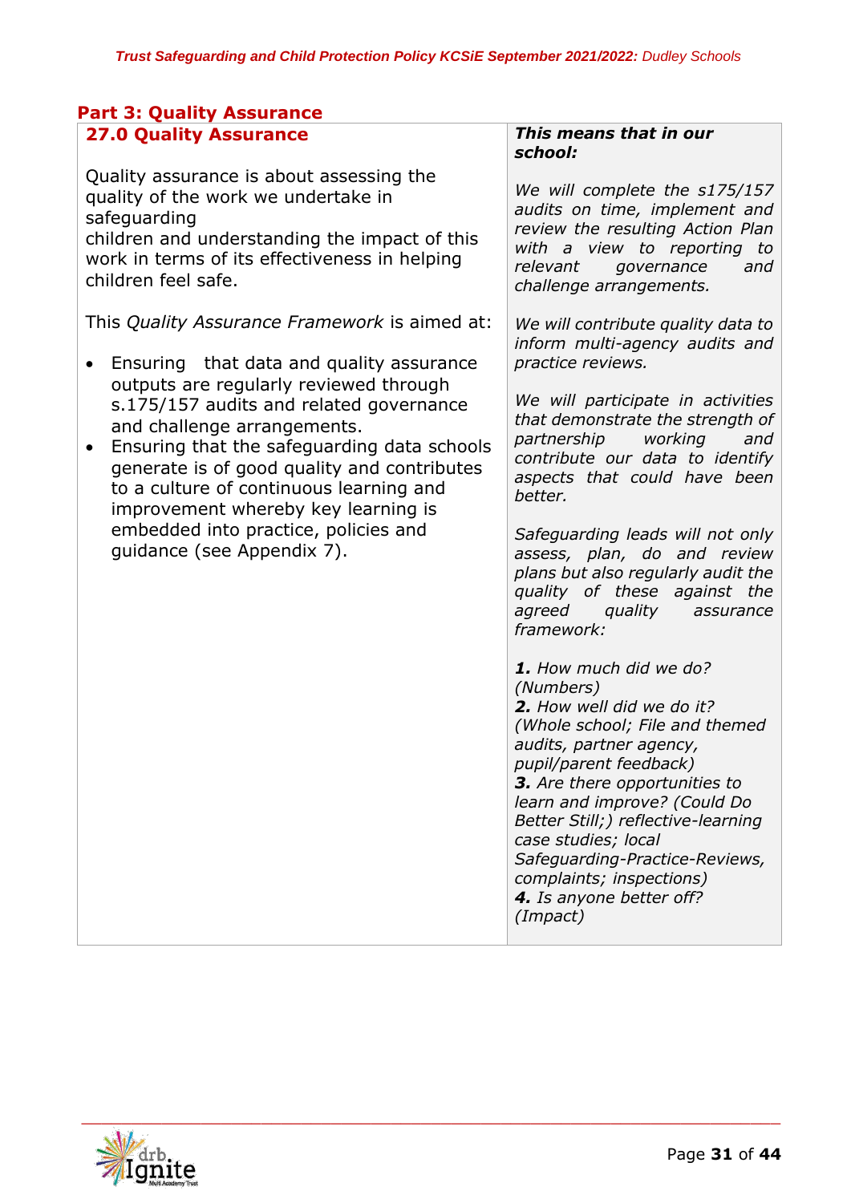## Part 3: Quality Assurance

| 27.0 Quality Assurance | *This means that in our school:* |
|---|---|
| Quality assurance is about assessing the quality of the work we undertake in safeguarding children and understanding the impact of this work in terms of its effectiveness in helping children feel safe.<br><br>This *Quality Assurance Framework* is aimed at:<br><br>• Ensuring that data and quality assurance outputs are regularly reviewed through s.175/157 audits and related governance and challenge arrangements.<br>• Ensuring that the safeguarding data schools generate is of good quality and contributes to a culture of continuous learning and improvement whereby key learning is embedded into practice, policies and guidance (see Appendix 7). | *We will complete the s175/157 audits on time, implement and review the resulting Action Plan with a view to reporting to relevant governance and challenge arrangements.*<br><br>*We will contribute quality data to inform multi-agency audits and practice reviews.*<br><br>*We will participate in activities that demonstrate the strength of partnership working and contribute our data to identify aspects that could have been better.*<br><br>*Safeguarding leads will not only assess, plan, do and review plans but also regularly audit the quality of these against the agreed quality assurance framework:*<br><br>***1.** How much did we do? (Numbers)*<br>***2.** How well did we do it? (Whole school; File and themed audits, partner agency, pupil/parent feedback)*<br>***3.** Are there opportunities to learn and improve? (Could Do Better Still;) reflective-learning case studies; local Safeguarding-Practice-Reviews, complaints; inspections)*<br>***4.** Is anyone better off? (Impact)* |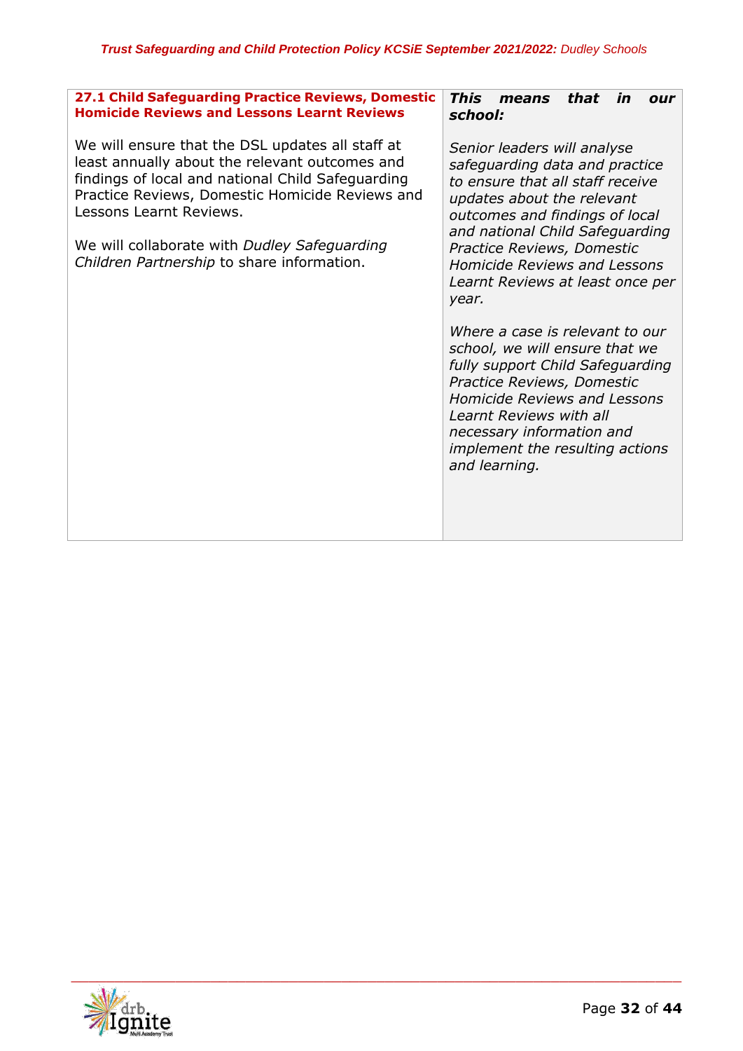| **27.1 Child Safeguarding Practice Reviews, Domestic Homicide Reviews and Lessons Learnt Reviews** | ***This means that in our school:*** |
|---|---|
| We will ensure that the DSL updates all staff at least annually about the relevant outcomes and findings of local and national Child Safeguarding Practice Reviews, Domestic Homicide Reviews and Lessons Learnt Reviews.<br><br>We will collaborate with *Dudley Safeguarding Children Partnership* to share information. | *Senior leaders will analyse safeguarding data and practice to ensure that all staff receive updates about the relevant outcomes and findings of local and national Child Safeguarding Practice Reviews, Domestic Homicide Reviews and Lessons Learnt Reviews at least once per year.*<br><br>*Where a case is relevant to our school, we will ensure that we fully support Child Safeguarding Practice Reviews, Domestic Homicide Reviews and Lessons Learnt Reviews with all necessary information and implement the resulting actions and learning.* |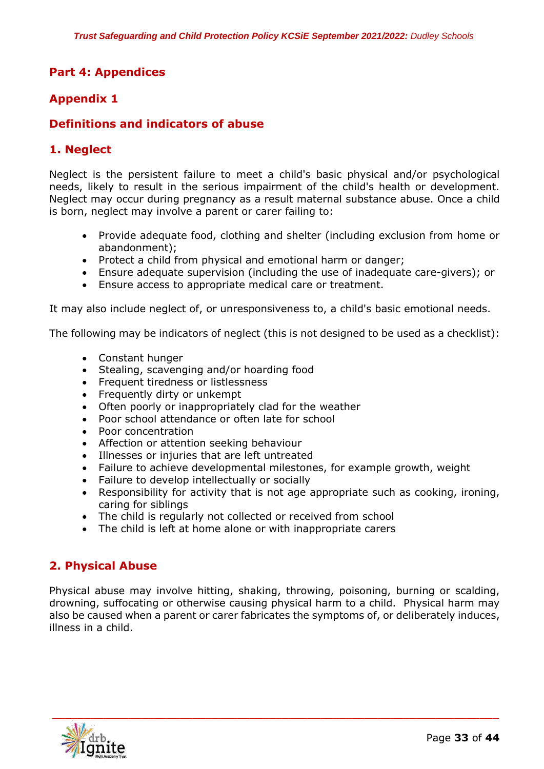## Part 4: Appendices

## Appendix 1

## Definitions and indicators of abuse

### 1. Neglect

Neglect is the persistent failure to meet a child's basic physical and/or psychological needs, likely to result in the serious impairment of the child's health or development. Neglect may occur during pregnancy as a result maternal substance abuse. Once a child is born, neglect may involve a parent or carer failing to:

- Provide adequate food, clothing and shelter (including exclusion from home or abandonment);
- Protect a child from physical and emotional harm or danger;
- Ensure adequate supervision (including the use of inadequate care-givers); or
- Ensure access to appropriate medical care or treatment.

It may also include neglect of, or unresponsiveness to, a child's basic emotional needs.

The following may be indicators of neglect (this is not designed to be used as a checklist):

- Constant hunger
- Stealing, scavenging and/or hoarding food
- Frequent tiredness or listlessness
- Frequently dirty or unkempt
- Often poorly or inappropriately clad for the weather
- Poor school attendance or often late for school
- Poor concentration
- Affection or attention seeking behaviour
- Illnesses or injuries that are left untreated
- Failure to achieve developmental milestones, for example growth, weight
- Failure to develop intellectually or socially
- Responsibility for activity that is not age appropriate such as cooking, ironing, caring for siblings
- The child is regularly not collected or received from school
- The child is left at home alone or with inappropriate carers

### 2. Physical Abuse

Physical abuse may involve hitting, shaking, throwing, poisoning, burning or scalding, drowning, suffocating or otherwise causing physical harm to a child. Physical harm may also be caused when a parent or carer fabricates the symptoms of, or deliberately induces, illness in a child.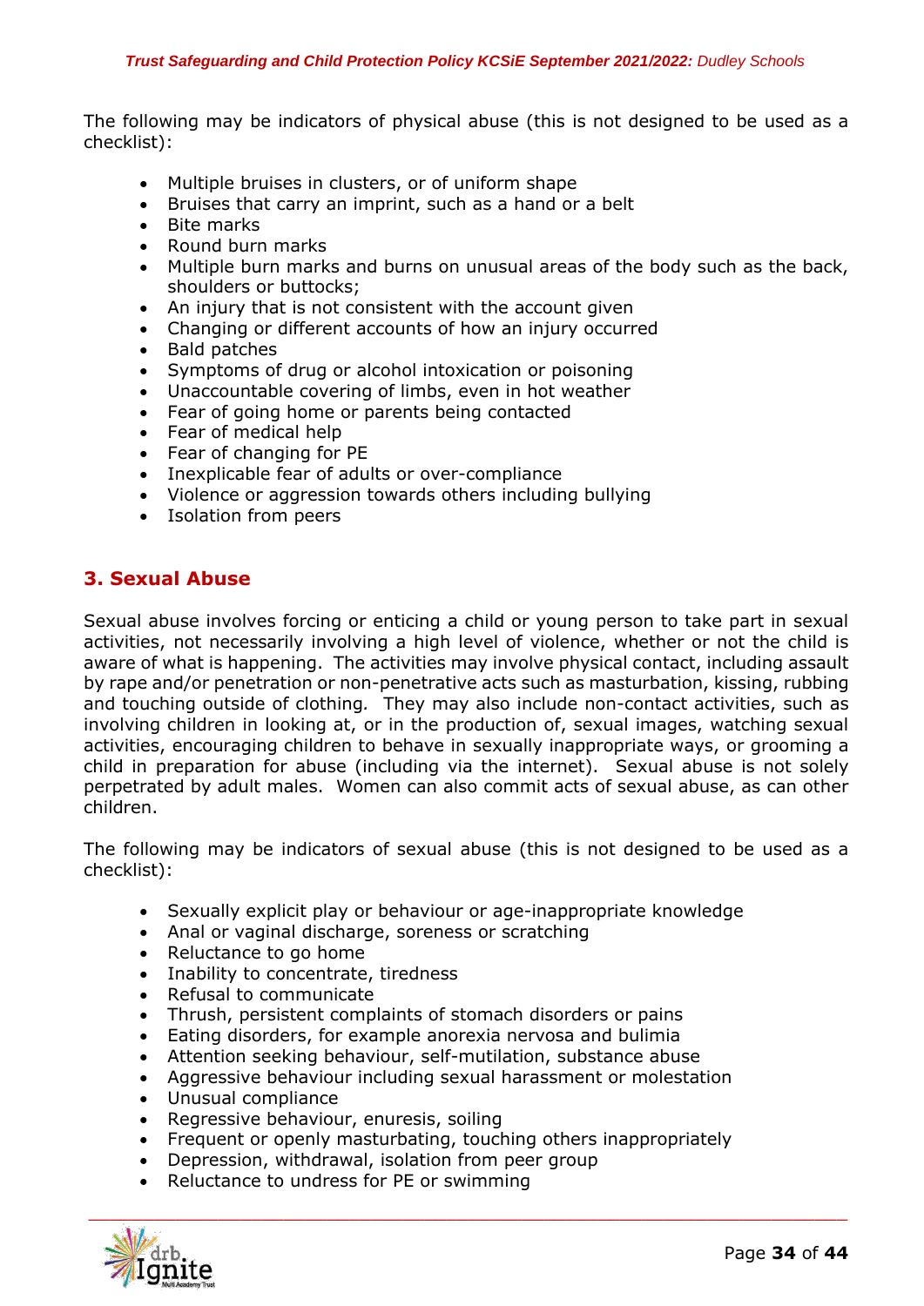The following may be indicators of physical abuse (this is not designed to be used as a checklist):

- Multiple bruises in clusters, or of uniform shape
- Bruises that carry an imprint, such as a hand or a belt
- Bite marks
- Round burn marks
- Multiple burn marks and burns on unusual areas of the body such as the back, shoulders or buttocks;
- An injury that is not consistent with the account given
- Changing or different accounts of how an injury occurred
- Bald patches
- Symptoms of drug or alcohol intoxication or poisoning
- Unaccountable covering of limbs, even in hot weather
- Fear of going home or parents being contacted
- Fear of medical help
- Fear of changing for PE
- Inexplicable fear of adults or over-compliance
- Violence or aggression towards others including bullying
- Isolation from peers

## 3. Sexual Abuse

Sexual abuse involves forcing or enticing a child or young person to take part in sexual activities, not necessarily involving a high level of violence, whether or not the child is aware of what is happening. The activities may involve physical contact, including assault by rape and/or penetration or non-penetrative acts such as masturbation, kissing, rubbing and touching outside of clothing. They may also include non-contact activities, such as involving children in looking at, or in the production of, sexual images, watching sexual activities, encouraging children to behave in sexually inappropriate ways, or grooming a child in preparation for abuse (including via the internet). Sexual abuse is not solely perpetrated by adult males. Women can also commit acts of sexual abuse, as can other children.

The following may be indicators of sexual abuse (this is not designed to be used as a checklist):

- Sexually explicit play or behaviour or age-inappropriate knowledge
- Anal or vaginal discharge, soreness or scratching
- Reluctance to go home
- Inability to concentrate, tiredness
- Refusal to communicate
- Thrush, persistent complaints of stomach disorders or pains
- Eating disorders, for example anorexia nervosa and bulimia
- Attention seeking behaviour, self-mutilation, substance abuse
- Aggressive behaviour including sexual harassment or molestation
- Unusual compliance
- Regressive behaviour, enuresis, soiling
- Frequent or openly masturbating, touching others inappropriately
- Depression, withdrawal, isolation from peer group
- Reluctance to undress for PE or swimming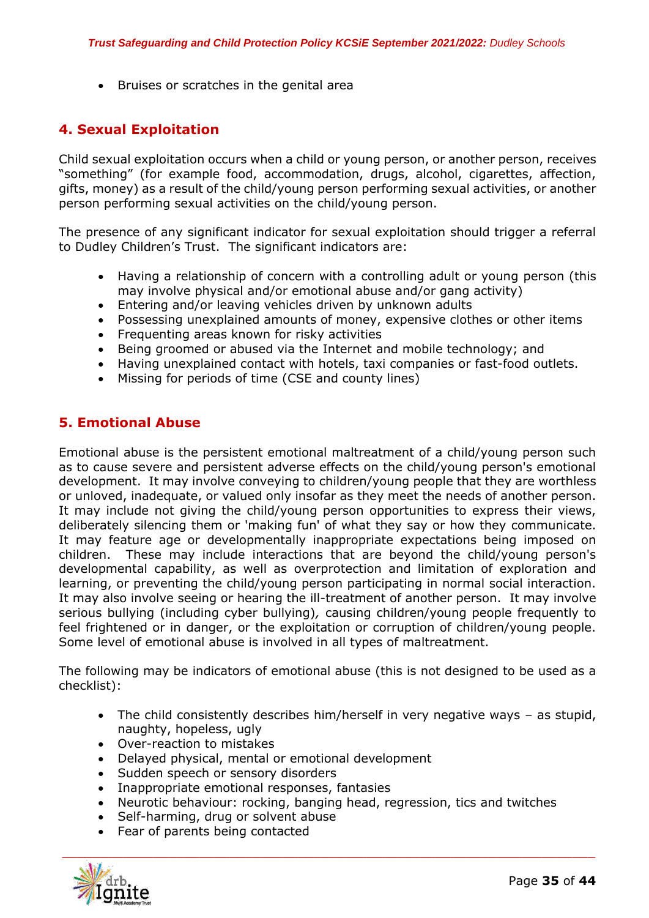- Bruises or scratches in the genital area

## 4. Sexual Exploitation

Child sexual exploitation occurs when a child or young person, or another person, receives "something" (for example food, accommodation, drugs, alcohol, cigarettes, affection, gifts, money) as a result of the child/young person performing sexual activities, or another person performing sexual activities on the child/young person.

The presence of any significant indicator for sexual exploitation should trigger a referral to Dudley Children's Trust. The significant indicators are:

- Having a relationship of concern with a controlling adult or young person (this may involve physical and/or emotional abuse and/or gang activity)
- Entering and/or leaving vehicles driven by unknown adults
- Possessing unexplained amounts of money, expensive clothes or other items
- Frequenting areas known for risky activities
- Being groomed or abused via the Internet and mobile technology; and
- Having unexplained contact with hotels, taxi companies or fast-food outlets.
- Missing for periods of time (CSE and county lines)

## 5. Emotional Abuse

Emotional abuse is the persistent emotional maltreatment of a child/young person such as to cause severe and persistent adverse effects on the child/young person's emotional development. It may involve conveying to children/young people that they are worthless or unloved, inadequate, or valued only insofar as they meet the needs of another person. It may include not giving the child/young person opportunities to express their views, deliberately silencing them or 'making fun' of what they say or how they communicate. It may feature age or developmentally inappropriate expectations being imposed on children. These may include interactions that are beyond the child/young person's developmental capability, as well as overprotection and limitation of exploration and learning, or preventing the child/young person participating in normal social interaction. It may also involve seeing or hearing the ill-treatment of another person. It may involve serious bullying (including cyber bullying)*,* causing children/young people frequently to feel frightened or in danger, or the exploitation or corruption of children/young people. Some level of emotional abuse is involved in all types of maltreatment.

The following may be indicators of emotional abuse (this is not designed to be used as a checklist):

- The child consistently describes him/herself in very negative ways – as stupid, naughty, hopeless, ugly
- Over-reaction to mistakes
- Delayed physical, mental or emotional development
- Sudden speech or sensory disorders
- Inappropriate emotional responses, fantasies
- Neurotic behaviour: rocking, banging head, regression, tics and twitches
- Self-harming, drug or solvent abuse
- Fear of parents being contacted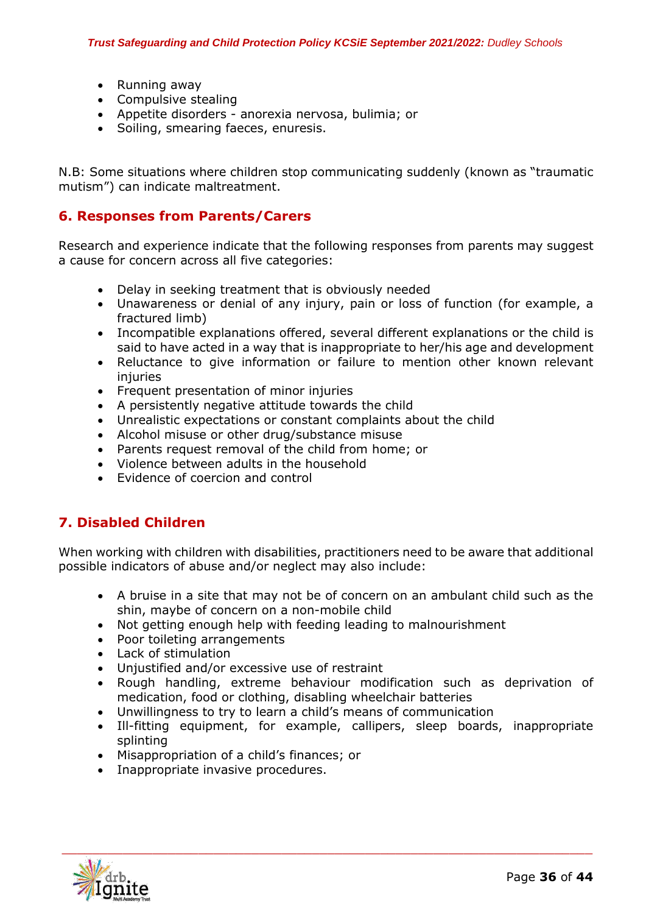- Running away
- Compulsive stealing
- Appetite disorders - anorexia nervosa, bulimia; or
- Soiling, smearing faeces, enuresis.

N.B: Some situations where children stop communicating suddenly (known as "traumatic mutism") can indicate maltreatment.

## 6. Responses from Parents/Carers

Research and experience indicate that the following responses from parents may suggest a cause for concern across all five categories:

- Delay in seeking treatment that is obviously needed
- Unawareness or denial of any injury, pain or loss of function (for example, a fractured limb)
- Incompatible explanations offered, several different explanations or the child is said to have acted in a way that is inappropriate to her/his age and development
- Reluctance to give information or failure to mention other known relevant injuries
- Frequent presentation of minor injuries
- A persistently negative attitude towards the child
- Unrealistic expectations or constant complaints about the child
- Alcohol misuse or other drug/substance misuse
- Parents request removal of the child from home; or
- Violence between adults in the household
- Evidence of coercion and control

## 7. Disabled Children

When working with children with disabilities, practitioners need to be aware that additional possible indicators of abuse and/or neglect may also include:

- A bruise in a site that may not be of concern on an ambulant child such as the shin, maybe of concern on a non-mobile child
- Not getting enough help with feeding leading to malnourishment
- Poor toileting arrangements
- Lack of stimulation
- Unjustified and/or excessive use of restraint
- Rough handling, extreme behaviour modification such as deprivation of medication, food or clothing, disabling wheelchair batteries
- Unwillingness to try to learn a child's means of communication
- Ill-fitting equipment, for example, callipers, sleep boards, inappropriate splinting
- Misappropriation of a child's finances; or
- Inappropriate invasive procedures.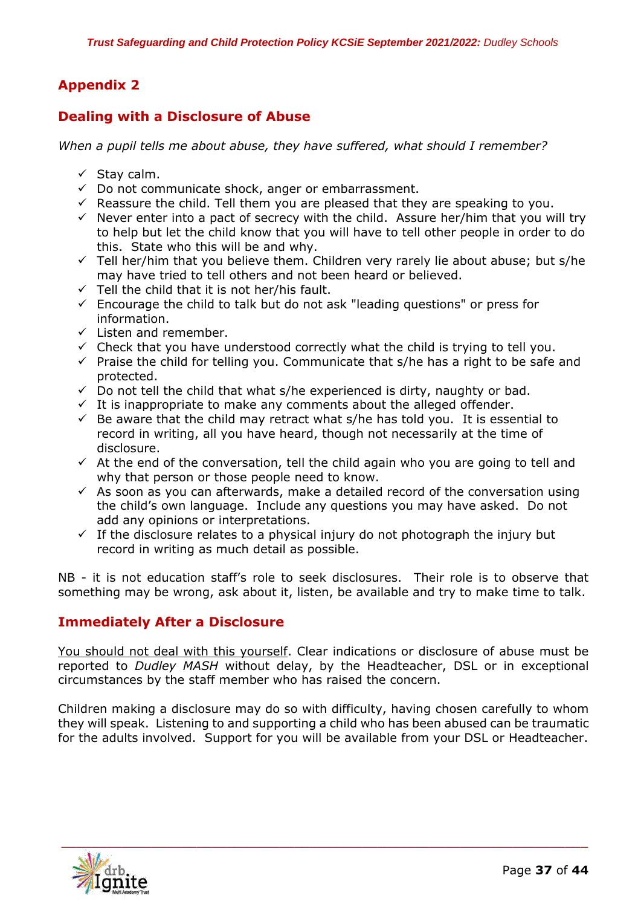## Appendix 2

## Dealing with a Disclosure of Abuse

*When a pupil tells me about abuse, they have suffered, what should I remember?*

- ✓ Stay calm.
- ✓ Do not communicate shock, anger or embarrassment.
- ✓ Reassure the child. Tell them you are pleased that they are speaking to you.
- ✓ Never enter into a pact of secrecy with the child. Assure her/him that you will try to help but let the child know that you will have to tell other people in order to do this. State who this will be and why.
- ✓ Tell her/him that you believe them. Children very rarely lie about abuse; but s/he may have tried to tell others and not been heard or believed.
- ✓ Tell the child that it is not her/his fault.
- ✓ Encourage the child to talk but do not ask "leading questions" or press for information.
- ✓ Listen and remember.
- ✓ Check that you have understood correctly what the child is trying to tell you.
- ✓ Praise the child for telling you. Communicate that s/he has a right to be safe and protected.
- ✓ Do not tell the child that what s/he experienced is dirty, naughty or bad.
- ✓ It is inappropriate to make any comments about the alleged offender.
- ✓ Be aware that the child may retract what s/he has told you. It is essential to record in writing, all you have heard, though not necessarily at the time of disclosure.
- ✓ At the end of the conversation, tell the child again who you are going to tell and why that person or those people need to know.
- ✓ As soon as you can afterwards, make a detailed record of the conversation using the child's own language. Include any questions you may have asked. Do not add any opinions or interpretations.
- ✓ If the disclosure relates to a physical injury do not photograph the injury but record in writing as much detail as possible.

NB - it is not education staff's role to seek disclosures. Their role is to observe that something may be wrong, ask about it, listen, be available and try to make time to talk.

## Immediately After a Disclosure

<u>You should not deal with this yourself</u>. Clear indications or disclosure of abuse must be reported to *Dudley MASH* without delay, by the Headteacher, DSL or in exceptional circumstances by the staff member who has raised the concern.

Children making a disclosure may do so with difficulty, having chosen carefully to whom they will speak. Listening to and supporting a child who has been abused can be traumatic for the adults involved. Support for you will be available from your DSL or Headteacher.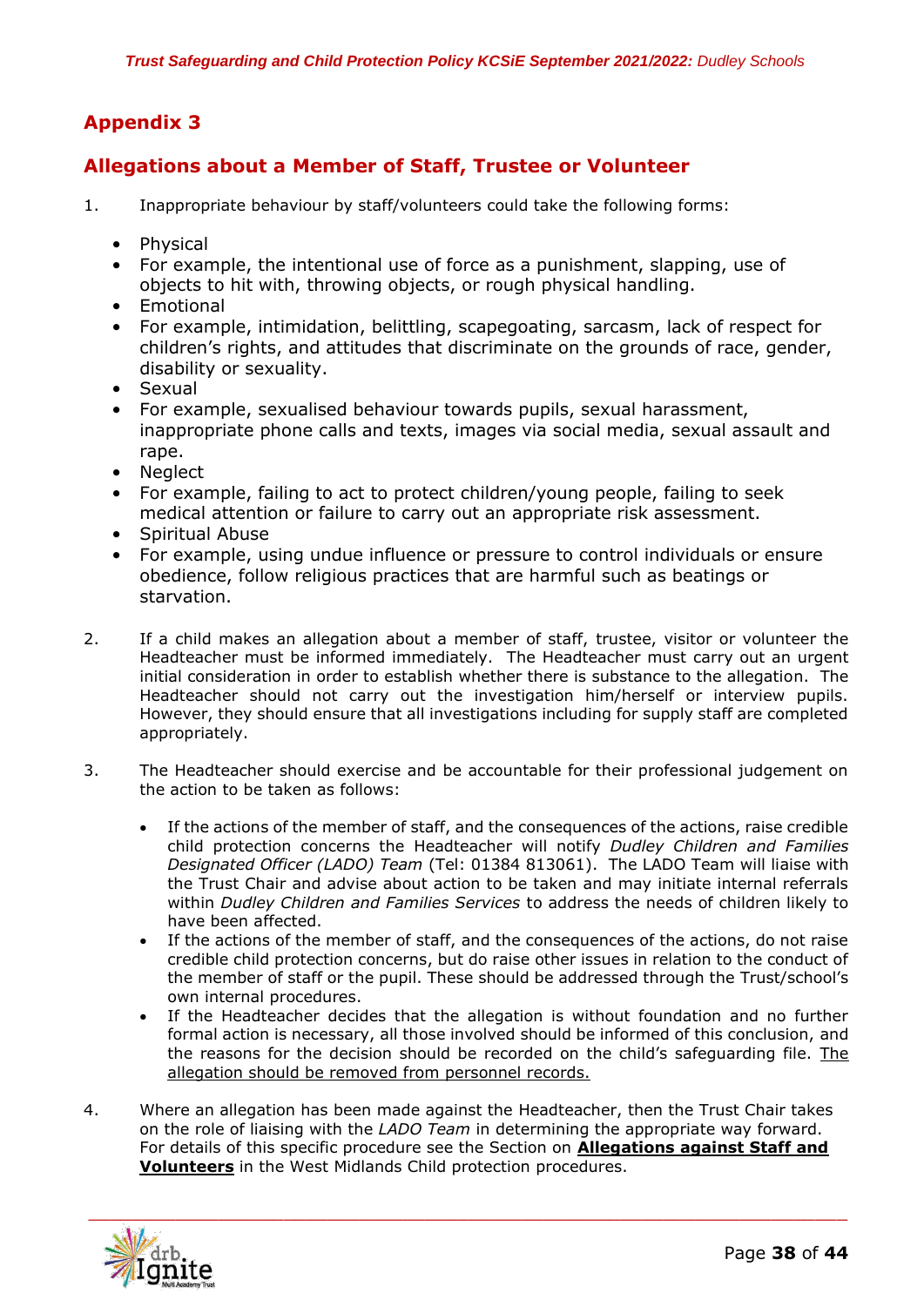## Appendix 3

## Allegations about a Member of Staff, Trustee or Volunteer

1. Inappropriate behaviour by staff/volunteers could take the following forms:

    - Physical
    - For example, the intentional use of force as a punishment, slapping, use of objects to hit with, throwing objects, or rough physical handling.
    - Emotional
    - For example, intimidation, belittling, scapegoating, sarcasm, lack of respect for children's rights, and attitudes that discriminate on the grounds of race, gender, disability or sexuality.
    - Sexual
    - For example, sexualised behaviour towards pupils, sexual harassment, inappropriate phone calls and texts, images via social media, sexual assault and rape.
    - Neglect
    - For example, failing to act to protect children/young people, failing to seek medical attention or failure to carry out an appropriate risk assessment.
    - Spiritual Abuse
    - For example, using undue influence or pressure to control individuals or ensure obedience, follow religious practices that are harmful such as beatings or starvation.

2. If a child makes an allegation about a member of staff, trustee, visitor or volunteer the Headteacher must be informed immediately. The Headteacher must carry out an urgent initial consideration in order to establish whether there is substance to the allegation. The Headteacher should not carry out the investigation him/herself or interview pupils. However, they should ensure that all investigations including for supply staff are completed appropriately.

3. The Headteacher should exercise and be accountable for their professional judgement on the action to be taken as follows:

    - If the actions of the member of staff, and the consequences of the actions, raise credible child protection concerns the Headteacher will notify *Dudley Children and Families Designated Officer (LADO) Team* (Tel: 01384 813061). The LADO Team will liaise with the Trust Chair and advise about action to be taken and may initiate internal referrals within *Dudley Children and Families Services* to address the needs of children likely to have been affected.
    - If the actions of the member of staff, and the consequences of the actions, do not raise credible child protection concerns, but do raise other issues in relation to the conduct of the member of staff or the pupil. These should be addressed through the Trust/school's own internal procedures.
    - If the Headteacher decides that the allegation is without foundation and no further formal action is necessary, all those involved should be informed of this conclusion, and the reasons for the decision should be recorded on the child's safeguarding file. <u>The allegation should be removed from personnel records.</u>

4. Where an allegation has been made against the Headteacher, then the Trust Chair takes on the role of liaising with the *LADO Team* in determining the appropriate way forward. For details of this specific procedure see the Section on **<u>Allegations against Staff and Volunteers</u>** in the West Midlands Child protection procedures.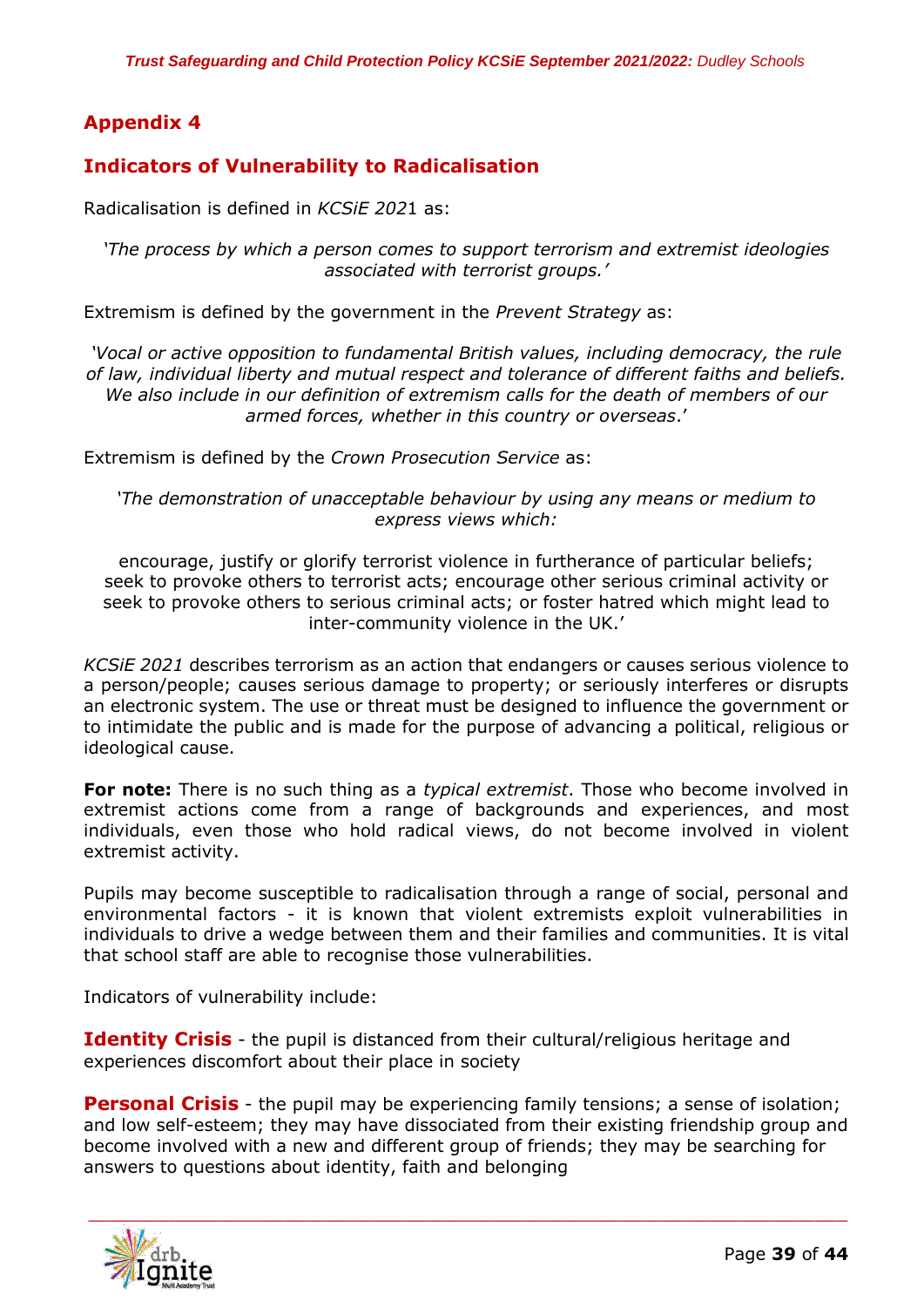## Appendix 4

## Indicators of Vulnerability to Radicalisation

Radicalisation is defined in *KCSiE 2021* as:

> *'The process by which a person comes to support terrorism and extremist ideologies associated with terrorist groups.'*

Extremism is defined by the government in the *Prevent Strategy* as:

> *'Vocal or active opposition to fundamental British values, including democracy, the rule of law, individual liberty and mutual respect and tolerance of different faiths and beliefs. We also include in our definition of extremism calls for the death of members of our armed forces, whether in this country or overseas.'*

Extremism is defined by the *Crown Prosecution Service* as:

> *'The demonstration of unacceptable behaviour by using any means or medium to express views which:*
>
> encourage, justify or glorify terrorist violence in furtherance of particular beliefs; seek to provoke others to terrorist acts; encourage other serious criminal activity or seek to provoke others to serious criminal acts; or foster hatred which might lead to inter-community violence in the UK.'

*KCSiE 2021* describes terrorism as an action that endangers or causes serious violence to a person/people; causes serious damage to property; or seriously interferes or disrupts an electronic system. The use or threat must be designed to influence the government or to intimidate the public and is made for the purpose of advancing a political, religious or ideological cause.

**For note:** There is no such thing as a *typical extremist*. Those who become involved in extremist actions come from a range of backgrounds and experiences, and most individuals, even those who hold radical views, do not become involved in violent extremist activity.

Pupils may become susceptible to radicalisation through a range of social, personal and environmental factors - it is known that violent extremists exploit vulnerabilities in individuals to drive a wedge between them and their families and communities. It is vital that school staff are able to recognise those vulnerabilities.

Indicators of vulnerability include:

**Identity Crisis** - the pupil is distanced from their cultural/religious heritage and experiences discomfort about their place in society

**Personal Crisis** - the pupil may be experiencing family tensions; a sense of isolation; and low self-esteem; they may have dissociated from their existing friendship group and become involved with a new and different group of friends; they may be searching for answers to questions about identity, faith and belonging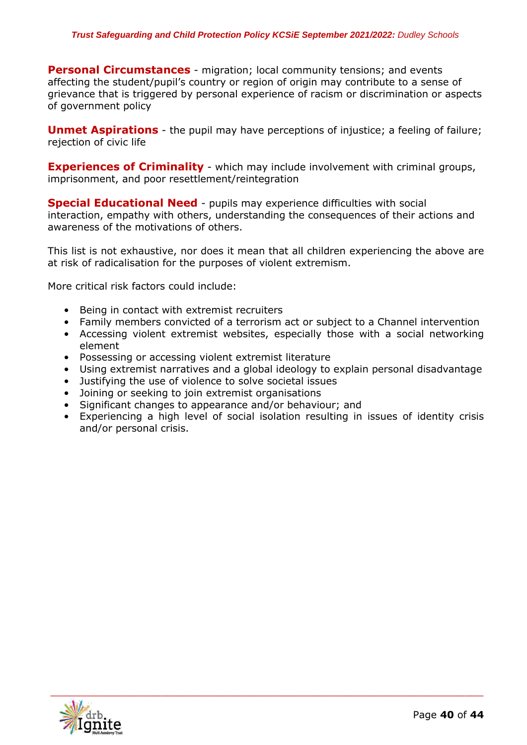**Personal Circumstances** - migration; local community tensions; and events affecting the student/pupil's country or region of origin may contribute to a sense of grievance that is triggered by personal experience of racism or discrimination or aspects of government policy

**Unmet Aspirations** - the pupil may have perceptions of injustice; a feeling of failure; rejection of civic life

**Experiences of Criminality** - which may include involvement with criminal groups, imprisonment, and poor resettlement/reintegration

**Special Educational Need** - pupils may experience difficulties with social interaction, empathy with others, understanding the consequences of their actions and awareness of the motivations of others.

This list is not exhaustive, nor does it mean that all children experiencing the above are at risk of radicalisation for the purposes of violent extremism.

More critical risk factors could include:

- Being in contact with extremist recruiters
- Family members convicted of a terrorism act or subject to a Channel intervention
- Accessing violent extremist websites, especially those with a social networking element
- Possessing or accessing violent extremist literature
- Using extremist narratives and a global ideology to explain personal disadvantage
- Justifying the use of violence to solve societal issues
- Joining or seeking to join extremist organisations
- Significant changes to appearance and/or behaviour; and
- Experiencing a high level of social isolation resulting in issues of identity crisis and/or personal crisis.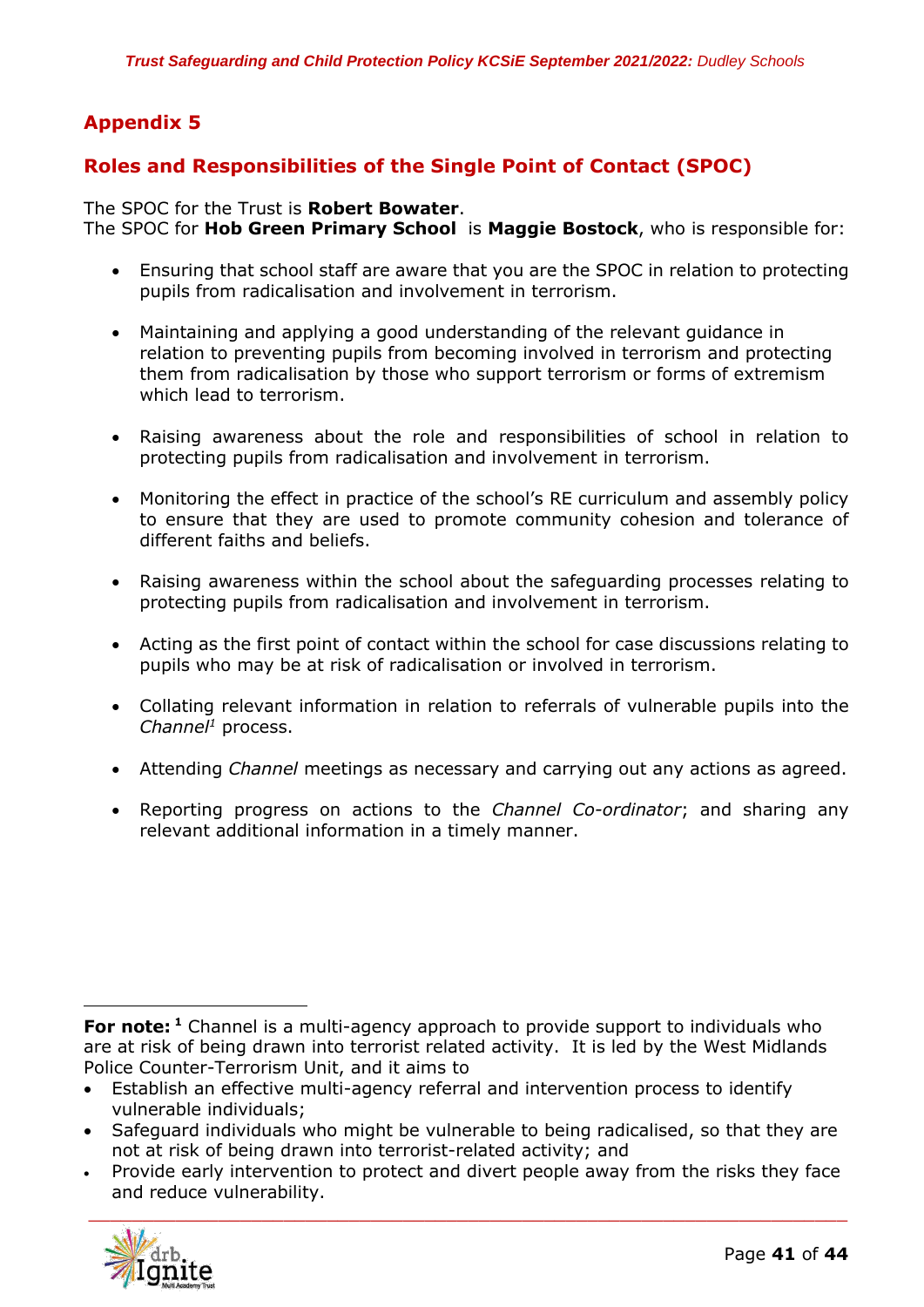## Appendix 5

## Roles and Responsibilities of the Single Point of Contact (SPOC)

The SPOC for the Trust is **Robert Bowater**.
The SPOC for **Hob Green Primary School** is **Maggie Bostock**, who is responsible for:

- Ensuring that school staff are aware that you are the SPOC in relation to protecting pupils from radicalisation and involvement in terrorism.
- Maintaining and applying a good understanding of the relevant guidance in relation to preventing pupils from becoming involved in terrorism and protecting them from radicalisation by those who support terrorism or forms of extremism which lead to terrorism.
- Raising awareness about the role and responsibilities of school in relation to protecting pupils from radicalisation and involvement in terrorism.
- Monitoring the effect in practice of the school's RE curriculum and assembly policy to ensure that they are used to promote community cohesion and tolerance of different faiths and beliefs.
- Raising awareness within the school about the safeguarding processes relating to protecting pupils from radicalisation and involvement in terrorism.
- Acting as the first point of contact within the school for case discussions relating to pupils who may be at risk of radicalisation or involved in terrorism.
- Collating relevant information in relation to referrals of vulnerable pupils into the *Channel*[1] process.
- Attending *Channel* meetings as necessary and carrying out any actions as agreed.
- Reporting progress on actions to the *Channel Co-ordinator*; and sharing any relevant additional information in a timely manner.

---

**For note:** [1] Channel is a multi-agency approach to provide support to individuals who are at risk of being drawn into terrorist related activity. It is led by the West Midlands Police Counter-Terrorism Unit, and it aims to

- Establish an effective multi-agency referral and intervention process to identify vulnerable individuals;
- Safeguard individuals who might be vulnerable to being radicalised, so that they are not at risk of being drawn into terrorist-related activity; and
- Provide early intervention to protect and divert people away from the risks they face and reduce vulnerability.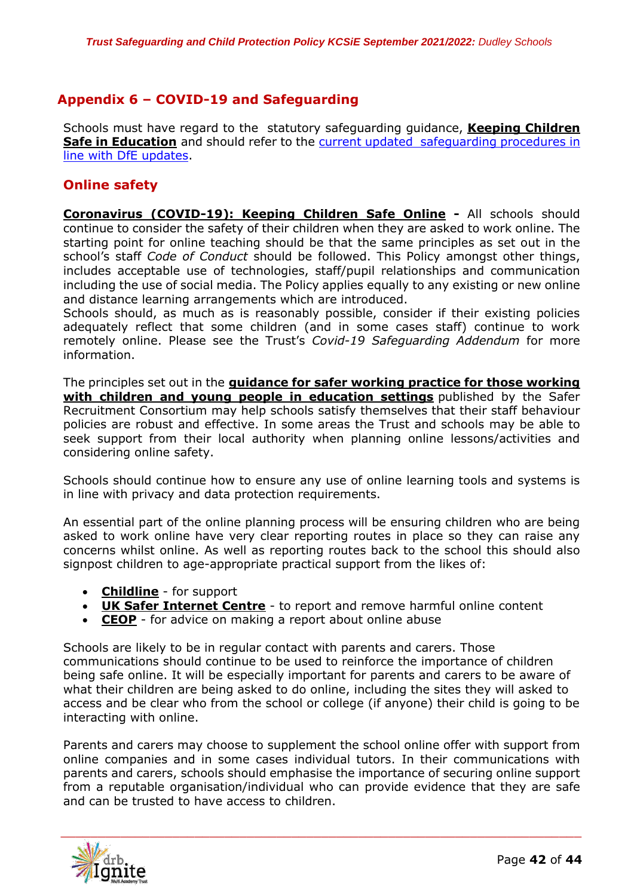## Appendix 6 – COVID-19 and Safeguarding

Schools must have regard to the statutory safeguarding guidance, **Keeping Children Safe in Education** and should refer to the current updated safeguarding procedures in line with DfE updates.

### Online safety

**Coronavirus (COVID-19): Keeping Children Safe Online -** All schools should continue to consider the safety of their children when they are asked to work online. The starting point for online teaching should be that the same principles as set out in the school's staff *Code of Conduct* should be followed. This Policy amongst other things, includes acceptable use of technologies, staff/pupil relationships and communication including the use of social media. The Policy applies equally to any existing or new online and distance learning arrangements which are introduced.
Schools should, as much as is reasonably possible, consider if their existing policies adequately reflect that some children (and in some cases staff) continue to work remotely online. Please see the Trust's *Covid-19 Safeguarding Addendum* for more information.

The principles set out in the **guidance for safer working practice for those working with children and young people in education settings** published by the Safer Recruitment Consortium may help schools satisfy themselves that their staff behaviour policies are robust and effective. In some areas the Trust and schools may be able to seek support from their local authority when planning online lessons/activities and considering online safety.

Schools should continue how to ensure any use of online learning tools and systems is in line with privacy and data protection requirements.

An essential part of the online planning process will be ensuring children who are being asked to work online have very clear reporting routes in place so they can raise any concerns whilst online. As well as reporting routes back to the school this should also signpost children to age-appropriate practical support from the likes of:

- **Childline** - for support
- **UK Safer Internet Centre** - to report and remove harmful online content
- **CEOP** - for advice on making a report about online abuse

Schools are likely to be in regular contact with parents and carers. Those communications should continue to be used to reinforce the importance of children being safe online. It will be especially important for parents and carers to be aware of what their children are being asked to do online, including the sites they will asked to access and be clear who from the school or college (if anyone) their child is going to be interacting with online.

Parents and carers may choose to supplement the school online offer with support from online companies and in some cases individual tutors. In their communications with parents and carers, schools should emphasise the importance of securing online support from a reputable organisation/individual who can provide evidence that they are safe and can be trusted to have access to children.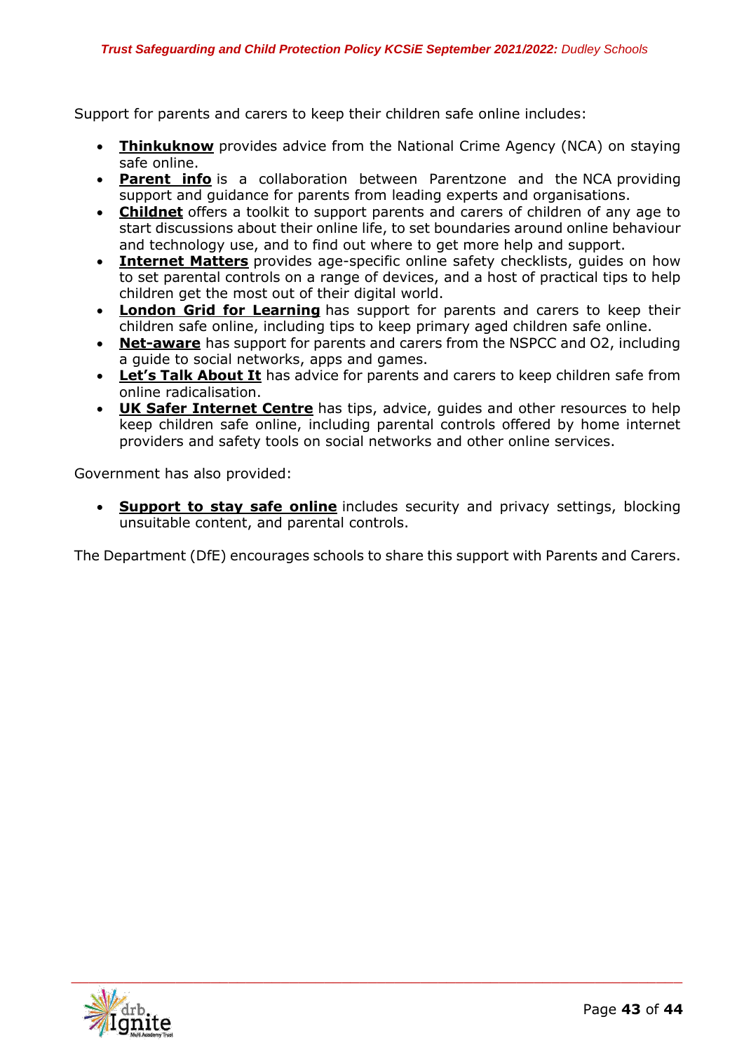Support for parents and carers to keep their children safe online includes:

- **Thinkuknow** provides advice from the National Crime Agency (NCA) on staying safe online.
- **Parent info** is a collaboration between Parentzone and the NCA providing support and guidance for parents from leading experts and organisations.
- **Childnet** offers a toolkit to support parents and carers of children of any age to start discussions about their online life, to set boundaries around online behaviour and technology use, and to find out where to get more help and support.
- **Internet Matters** provides age-specific online safety checklists, guides on how to set parental controls on a range of devices, and a host of practical tips to help children get the most out of their digital world.
- **London Grid for Learning** has support for parents and carers to keep their children safe online, including tips to keep primary aged children safe online.
- **Net-aware** has support for parents and carers from the NSPCC and O2, including a guide to social networks, apps and games.
- **Let's Talk About It** has advice for parents and carers to keep children safe from online radicalisation.
- **UK Safer Internet Centre** has tips, advice, guides and other resources to help keep children safe online, including parental controls offered by home internet providers and safety tools on social networks and other online services.

Government has also provided:

- **Support to stay safe online** includes security and privacy settings, blocking unsuitable content, and parental controls.

The Department (DfE) encourages schools to share this support with Parents and Carers.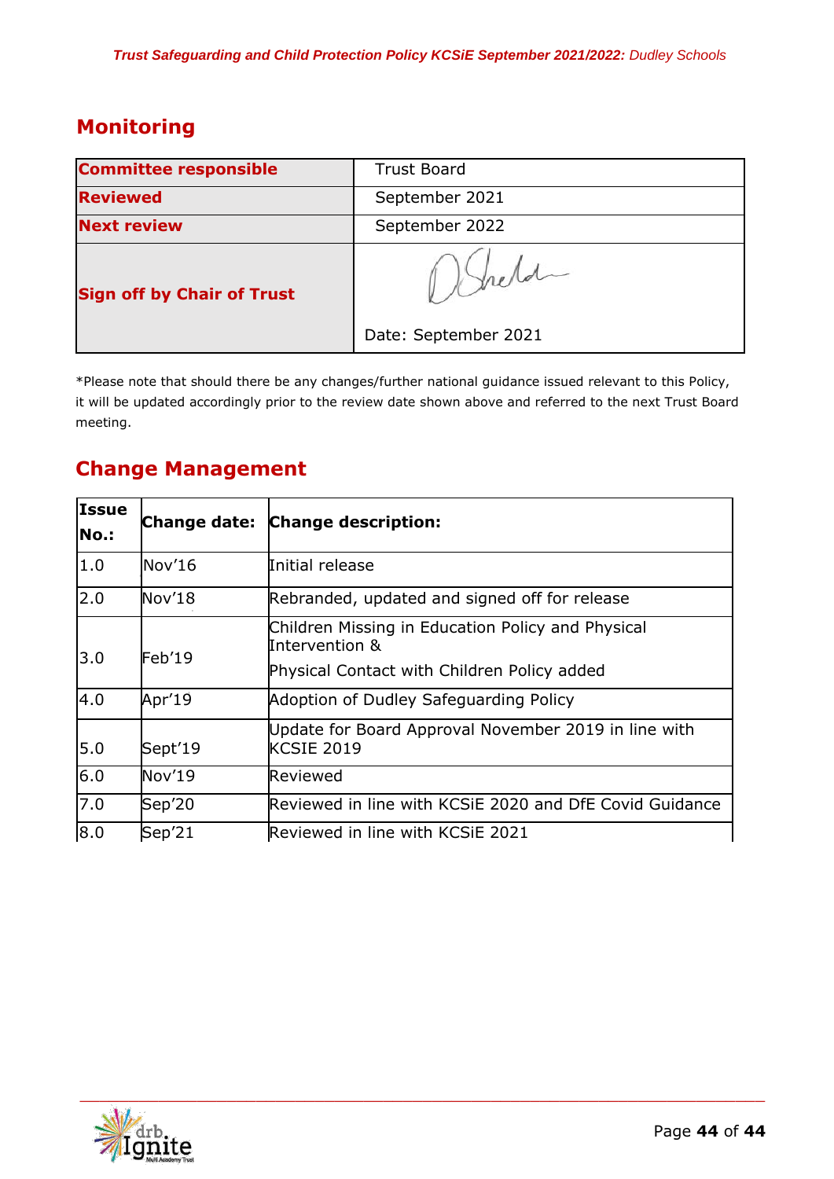## Monitoring

| | |
|---|---|
| **Committee responsible** | Trust Board |
| **Reviewed** | September 2021 |
| **Next review** | September 2022 |
| **Sign off by Chair of Trust** | Date: September 2021 |

*Please note that should there be any changes/further national guidance issued relevant to this Policy, it will be updated accordingly prior to the review date shown above and referred to the next Trust Board meeting.

## Change Management

| Issue No.: | Change date: | Change description: |
|---|---|---|
| 1.0 | Nov'16 | Initial release |
| 2.0 | Nov'18 | Rebranded, updated and signed off for release |
| 3.0 | Feb'19 | Children Missing in Education Policy and Physical Intervention & Physical Contact with Children Policy added |
| 4.0 | Apr'19 | Adoption of Dudley Safeguarding Policy |
| 5.0 | Sept'19 | Update for Board Approval November 2019 in line with KCSIE 2019 |
| 6.0 | Nov'19 | Reviewed |
| 7.0 | Sep'20 | Reviewed in line with KCSiE 2020 and DfE Covid Guidance |
| 8.0 | Sep'21 | Reviewed in line with KCSiE 2021 |